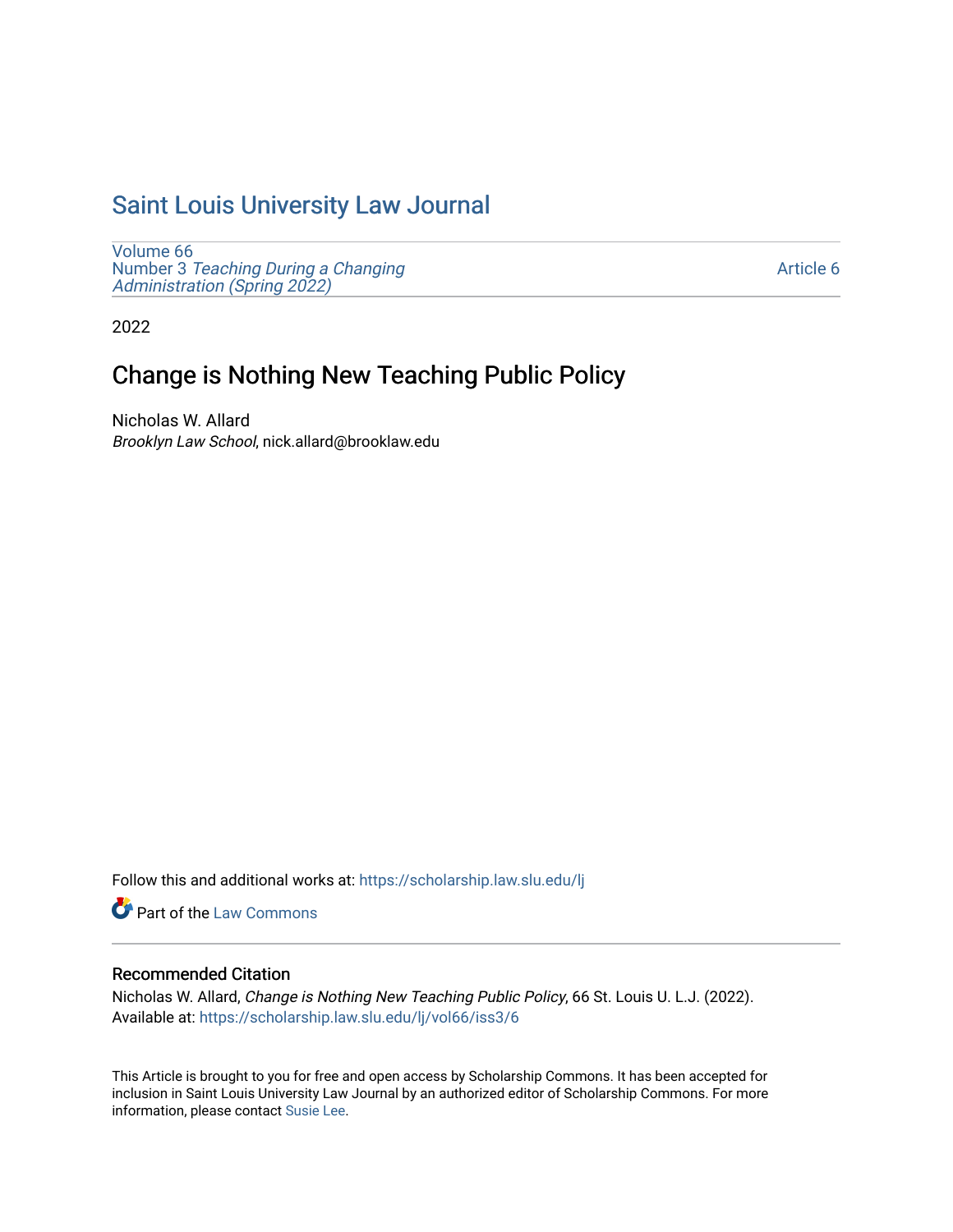# Saint Louis University Law Journal

Volume 66
Number 3 *Teaching During a Changing Administration (Spring 2022)*

Article 6

2022

## Change is Nothing New Teaching Public Policy

Nicholas W. Allard
*Brooklyn Law School*, nick.allard@brooklaw.edu

Follow this and additional works at: https://scholarship.law.slu.edu/lj

Part of the Law Commons

### Recommended Citation

Nicholas W. Allard, *Change is Nothing New Teaching Public Policy*, 66 St. Louis U. L.J. (2022).
Available at: https://scholarship.law.slu.edu/lj/vol66/iss3/6

This Article is brought to you for free and open access by Scholarship Commons. It has been accepted for inclusion in Saint Louis University Law Journal by an authorized editor of Scholarship Commons. For more information, please contact Susie Lee.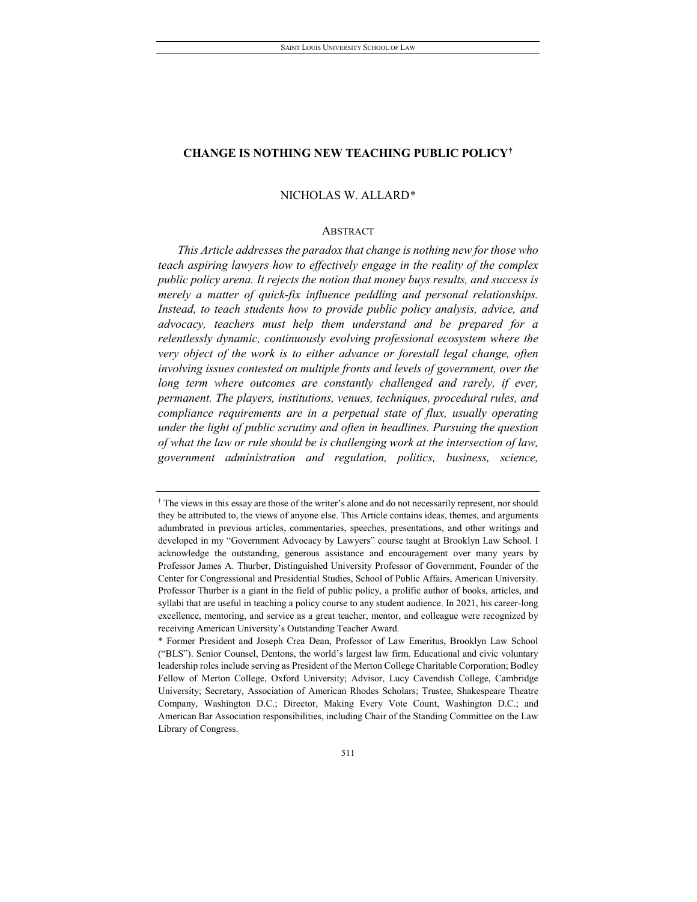# CHANGE IS NOTHING NEW TEACHING PUBLIC POLICY†

NICHOLAS W. ALLARD*

## ABSTRACT

*This Article addresses the paradox that change is nothing new for those who teach aspiring lawyers how to effectively engage in the reality of the complex public policy arena. It rejects the notion that money buys results, and success is merely a matter of quick-fix influence peddling and personal relationships. Instead, to teach students how to provide public policy analysis, advice, and advocacy, teachers must help them understand and be prepared for a relentlessly dynamic, continuously evolving professional ecosystem where the very object of the work is to either advance or forestall legal change, often involving issues contested on multiple fronts and levels of government, over the long term where outcomes are constantly challenged and rarely, if ever, permanent. The players, institutions, venues, techniques, procedural rules, and compliance requirements are in a perpetual state of flux, usually operating under the light of public scrutiny and often in headlines. Pursuing the question of what the law or rule should be is challenging work at the intersection of law, government administration and regulation, politics, business, science,*

---

† The views in this essay are those of the writer's alone and do not necessarily represent, nor should they be attributed to, the views of anyone else. This Article contains ideas, themes, and arguments adumbrated in previous articles, commentaries, speeches, presentations, and other writings and developed in my "Government Advocacy by Lawyers" course taught at Brooklyn Law School. I acknowledge the outstanding, generous assistance and encouragement over many years by Professor James A. Thurber, Distinguished University Professor of Government, Founder of the Center for Congressional and Presidential Studies, School of Public Affairs, American University. Professor Thurber is a giant in the field of public policy, a prolific author of books, articles, and syllabi that are useful in teaching a policy course to any student audience. In 2021, his career-long excellence, mentoring, and service as a great teacher, mentor, and colleague were recognized by receiving American University's Outstanding Teacher Award.

\* Former President and Joseph Crea Dean, Professor of Law Emeritus, Brooklyn Law School ("BLS"). Senior Counsel, Dentons, the world's largest law firm. Educational and civic voluntary leadership roles include serving as President of the Merton College Charitable Corporation; Bodley Fellow of Merton College, Oxford University; Advisor, Lucy Cavendish College, Cambridge University; Secretary, Association of American Rhodes Scholars; Trustee, Shakespeare Theatre Company, Washington D.C.; Director, Making Every Vote Count, Washington D.C.; and American Bar Association responsibilities, including Chair of the Standing Committee on the Law Library of Congress.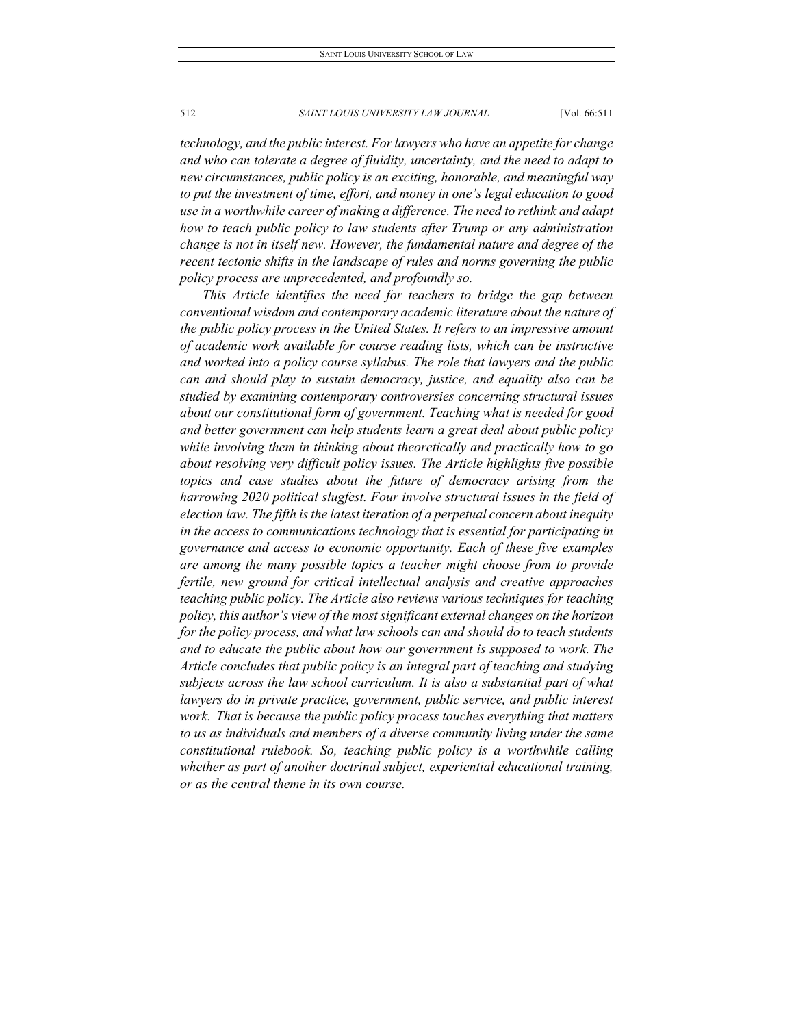*technology, and the public interest. For lawyers who have an appetite for change and who can tolerate a degree of fluidity, uncertainty, and the need to adapt to new circumstances, public policy is an exciting, honorable, and meaningful way to put the investment of time, effort, and money in one's legal education to good use in a worthwhile career of making a difference. The need to rethink and adapt how to teach public policy to law students after Trump or any administration change is not in itself new. However, the fundamental nature and degree of the recent tectonic shifts in the landscape of rules and norms governing the public policy process are unprecedented, and profoundly so.*

*This Article identifies the need for teachers to bridge the gap between conventional wisdom and contemporary academic literature about the nature of the public policy process in the United States. It refers to an impressive amount of academic work available for course reading lists, which can be instructive and worked into a policy course syllabus. The role that lawyers and the public can and should play to sustain democracy, justice, and equality also can be studied by examining contemporary controversies concerning structural issues about our constitutional form of government. Teaching what is needed for good and better government can help students learn a great deal about public policy while involving them in thinking about theoretically and practically how to go about resolving very difficult policy issues. The Article highlights five possible topics and case studies about the future of democracy arising from the harrowing 2020 political slugfest. Four involve structural issues in the field of election law. The fifth is the latest iteration of a perpetual concern about inequity in the access to communications technology that is essential for participating in governance and access to economic opportunity. Each of these five examples are among the many possible topics a teacher might choose from to provide fertile, new ground for critical intellectual analysis and creative approaches teaching public policy. The Article also reviews various techniques for teaching policy, this author's view of the most significant external changes on the horizon for the policy process, and what law schools can and should do to teach students and to educate the public about how our government is supposed to work. The Article concludes that public policy is an integral part of teaching and studying subjects across the law school curriculum. It is also a substantial part of what lawyers do in private practice, government, public service, and public interest work. That is because the public policy process touches everything that matters to us as individuals and members of a diverse community living under the same constitutional rulebook. So, teaching public policy is a worthwhile calling whether as part of another doctrinal subject, experiential educational training, or as the central theme in its own course.*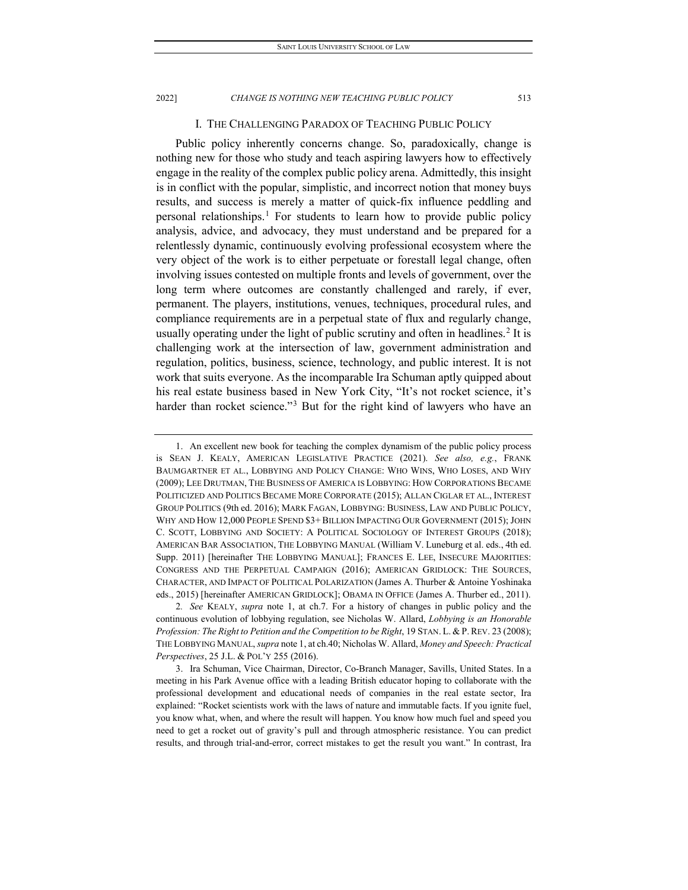## I. THE CHALLENGING PARADOX OF TEACHING PUBLIC POLICY

Public policy inherently concerns change. So, paradoxically, change is nothing new for those who study and teach aspiring lawyers how to effectively engage in the reality of the complex public policy arena. Admittedly, this insight is in conflict with the popular, simplistic, and incorrect notion that money buys results, and success is merely a matter of quick-fix influence peddling and personal relationships.[1] For students to learn how to provide public policy analysis, advice, and advocacy, they must understand and be prepared for a relentlessly dynamic, continuously evolving professional ecosystem where the very object of the work is to either perpetuate or forestall legal change, often involving issues contested on multiple fronts and levels of government, over the long term where outcomes are constantly challenged and rarely, if ever, permanent. The players, institutions, venues, techniques, procedural rules, and compliance requirements are in a perpetual state of flux and regularly change, usually operating under the light of public scrutiny and often in headlines.[2] It is challenging work at the intersection of law, government administration and regulation, politics, business, science, technology, and public interest. It is not work that suits everyone. As the incomparable Ira Schuman aptly quipped about his real estate business based in New York City, "It's not rocket science, it's harder than rocket science."[3] But for the right kind of lawyers who have an

---

1. An excellent new book for teaching the complex dynamism of the public policy process is SEAN J. KEALY, AMERICAN LEGISLATIVE PRACTICE (2021). *See also, e.g.*, FRANK BAUMGARTNER ET AL., LOBBYING AND POLICY CHANGE: WHO WINS, WHO LOSES, AND WHY (2009); LEE DRUTMAN, THE BUSINESS OF AMERICA IS LOBBYING: HOW CORPORATIONS BECAME POLITICIZED AND POLITICS BECAME MORE CORPORATE (2015); ALLAN CIGLAR ET AL., INTEREST GROUP POLITICS (9th ed. 2016); MARK FAGAN, LOBBYING: BUSINESS, LAW AND PUBLIC POLICY, WHY AND HOW 12,000 PEOPLE SPEND $3+ BILLION IMPACTING OUR GOVERNMENT (2015); JOHN C. SCOTT, LOBBYING AND SOCIETY: A POLITICAL SOCIOLOGY OF INTEREST GROUPS (2018); AMERICAN BAR ASSOCIATION, THE LOBBYING MANUAL (William V. Luneburg et al. eds., 4th ed. Supp. 2011) [hereinafter THE LOBBYING MANUAL]; FRANCES E. LEE, INSECURE MAJORITIES: CONGRESS AND THE PERPETUAL CAMPAIGN (2016); AMERICAN GRIDLOCK: THE SOURCES, CHARACTER, AND IMPACT OF POLITICAL POLARIZATION (James A. Thurber & Antoine Yoshinaka eds., 2015) [hereinafter AMERICAN GRIDLOCK]; OBAMA IN OFFICE (James A. Thurber ed., 2011).

2. *See* KEALY, *supra* note 1, at ch.7. For a history of changes in public policy and the continuous evolution of lobbying regulation, see Nicholas W. Allard, *Lobbying is an Honorable Profession: The Right to Petition and the Competition to be Right*, 19 STAN. L. & P. REV. 23 (2008); THE LOBBYING MANUAL, *supra* note 1, at ch.40; Nicholas W. Allard, *Money and Speech: Practical Perspectives*, 25 J.L. & POL'Y 255 (2016).

3. Ira Schuman, Vice Chairman, Director, Co-Branch Manager, Savills, United States. In a meeting in his Park Avenue office with a leading British educator hoping to collaborate with the professional development and educational needs of companies in the real estate sector, Ira explained: "Rocket scientists work with the laws of nature and immutable facts. If you ignite fuel, you know what, when, and where the result will happen. You know how much fuel and speed you need to get a rocket out of gravity's pull and through atmospheric resistance. You can predict results, and through trial-and-error, correct mistakes to get the result you want." In contrast, Ira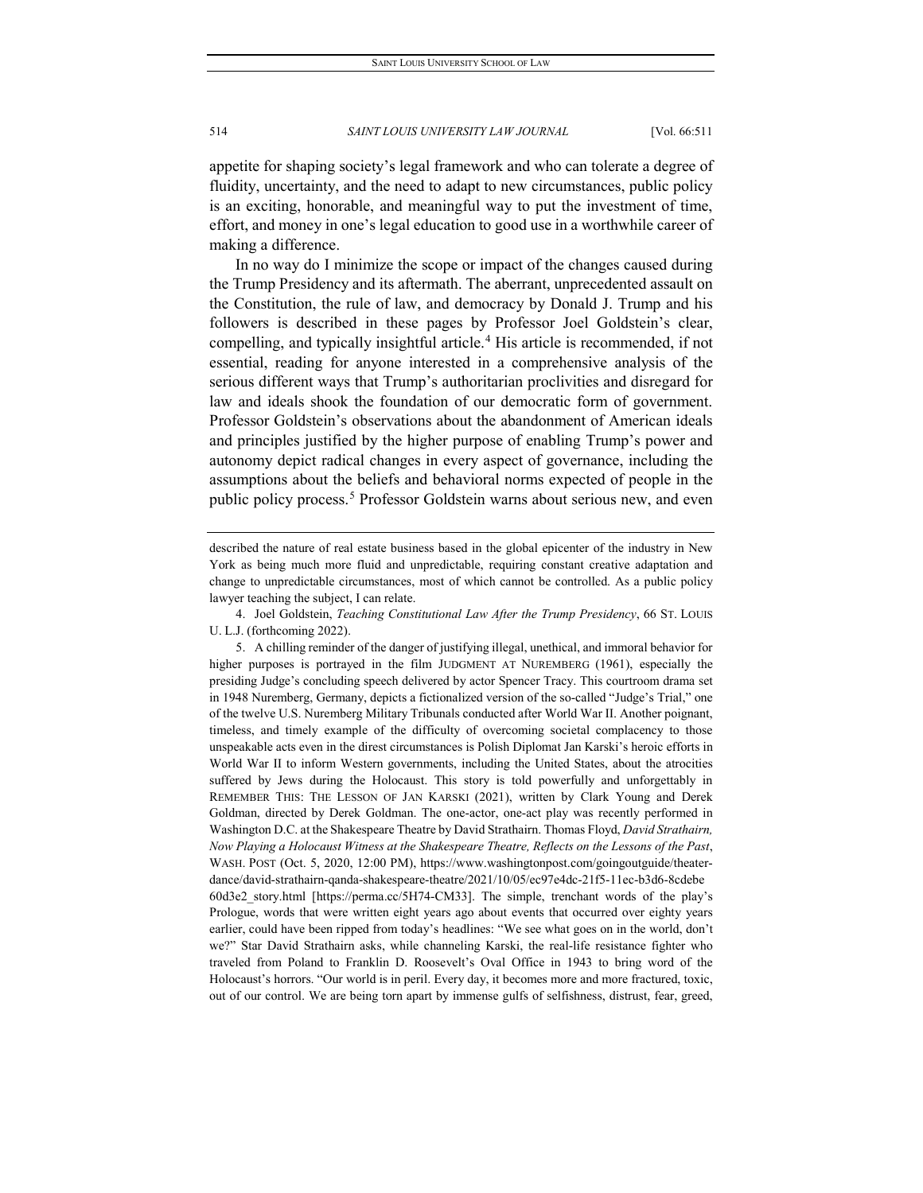appetite for shaping society's legal framework and who can tolerate a degree of fluidity, uncertainty, and the need to adapt to new circumstances, public policy is an exciting, honorable, and meaningful way to put the investment of time, effort, and money in one's legal education to good use in a worthwhile career of making a difference.

In no way do I minimize the scope or impact of the changes caused during the Trump Presidency and its aftermath. The aberrant, unprecedented assault on the Constitution, the rule of law, and democracy by Donald J. Trump and his followers is described in these pages by Professor Joel Goldstein's clear, compelling, and typically insightful article.[4] His article is recommended, if not essential, reading for anyone interested in a comprehensive analysis of the serious different ways that Trump's authoritarian proclivities and disregard for law and ideals shook the foundation of our democratic form of government. Professor Goldstein's observations about the abandonment of American ideals and principles justified by the higher purpose of enabling Trump's power and autonomy depict radical changes in every aspect of governance, including the assumptions about the beliefs and behavioral norms expected of people in the public policy process.[5] Professor Goldstein warns about serious new, and even

---

described the nature of real estate business based in the global epicenter of the industry in New York as being much more fluid and unpredictable, requiring constant creative adaptation and change to unpredictable circumstances, most of which cannot be controlled. As a public policy lawyer teaching the subject, I can relate.

4. Joel Goldstein, *Teaching Constitutional Law After the Trump Presidency*, 66 ST. LOUIS U. L.J. (forthcoming 2022).

5. A chilling reminder of the danger of justifying illegal, unethical, and immoral behavior for higher purposes is portrayed in the film JUDGMENT AT NUREMBERG (1961), especially the presiding Judge's concluding speech delivered by actor Spencer Tracy. This courtroom drama set in 1948 Nuremberg, Germany, depicts a fictionalized version of the so-called "Judge's Trial," one of the twelve U.S. Nuremberg Military Tribunals conducted after World War II. Another poignant, timeless, and timely example of the difficulty of overcoming societal complacency to those unspeakable acts even in the direst circumstances is Polish Diplomat Jan Karski's heroic efforts in World War II to inform Western governments, including the United States, about the atrocities suffered by Jews during the Holocaust. This story is told powerfully and unforgettably in REMEMBER THIS: THE LESSON OF JAN KARSKI (2021), written by Clark Young and Derek Goldman, directed by Derek Goldman. The one-actor, one-act play was recently performed in Washington D.C. at the Shakespeare Theatre by David Strathairn. Thomas Floyd, *David Strathairn, Now Playing a Holocaust Witness at the Shakespeare Theatre, Reflects on the Lessons of the Past*, WASH. POST (Oct. 5, 2020, 12:00 PM), https://www.washingtonpost.com/goingoutguide/theater-dance/david-strathairn-qanda-shakespeare-theatre/2021/10/05/ec97e4dc-21f5-11ec-b3d6-8cdebe60d3e2_story.html [https://perma.cc/5H74-CM33]. The simple, trenchant words of the play's Prologue, words that were written eight years ago about events that occurred over eighty years earlier, could have been ripped from today's headlines: "We see what goes on in the world, don't we?" Star David Strathairn asks, while channeling Karski, the real-life resistance fighter who traveled from Poland to Franklin D. Roosevelt's Oval Office in 1943 to bring word of the Holocaust's horrors. "Our world is in peril. Every day, it becomes more and more fractured, toxic, out of our control. We are being torn apart by immense gulfs of selfishness, distrust, fear, greed,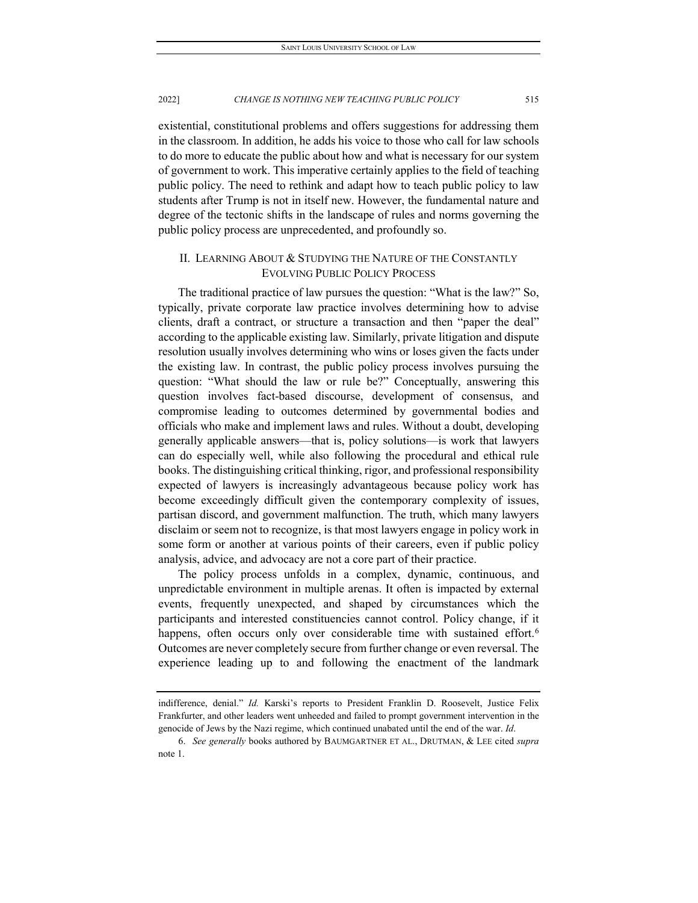existential, constitutional problems and offers suggestions for addressing them in the classroom. In addition, he adds his voice to those who call for law schools to do more to educate the public about how and what is necessary for our system of government to work. This imperative certainly applies to the field of teaching public policy. The need to rethink and adapt how to teach public policy to law students after Trump is not in itself new. However, the fundamental nature and degree of the tectonic shifts in the landscape of rules and norms governing the public policy process are unprecedented, and profoundly so.

## II. Learning About & Studying the Nature of the Constantly Evolving Public Policy Process

The traditional practice of law pursues the question: "What is the law?" So, typically, private corporate law practice involves determining how to advise clients, draft a contract, or structure a transaction and then "paper the deal" according to the applicable existing law. Similarly, private litigation and dispute resolution usually involves determining who wins or loses given the facts under the existing law. In contrast, the public policy process involves pursuing the question: "What should the law or rule be?" Conceptually, answering this question involves fact-based discourse, development of consensus, and compromise leading to outcomes determined by governmental bodies and officials who make and implement laws and rules. Without a doubt, developing generally applicable answers—that is, policy solutions—is work that lawyers can do especially well, while also following the procedural and ethical rule books. The distinguishing critical thinking, rigor, and professional responsibility expected of lawyers is increasingly advantageous because policy work has become exceedingly difficult given the contemporary complexity of issues, partisan discord, and government malfunction. The truth, which many lawyers disclaim or seem not to recognize, is that most lawyers engage in policy work in some form or another at various points of their careers, even if public policy analysis, advice, and advocacy are not a core part of their practice.

The policy process unfolds in a complex, dynamic, continuous, and unpredictable environment in multiple arenas. It often is impacted by external events, frequently unexpected, and shaped by circumstances which the participants and interested constituencies cannot control. Policy change, if it happens, often occurs only over considerable time with sustained effort.[6] Outcomes are never completely secure from further change or even reversal. The experience leading up to and following the enactment of the landmark

---

indifference, denial." *Id.* Karski's reports to President Franklin D. Roosevelt, Justice Felix Frankfurter, and other leaders went unheeded and failed to prompt government intervention in the genocide of Jews by the Nazi regime, which continued unabated until the end of the war. *Id*.

6. *See generally* books authored by BAUMGARTNER ET AL., DRUTMAN, & LEE cited *supra* note 1.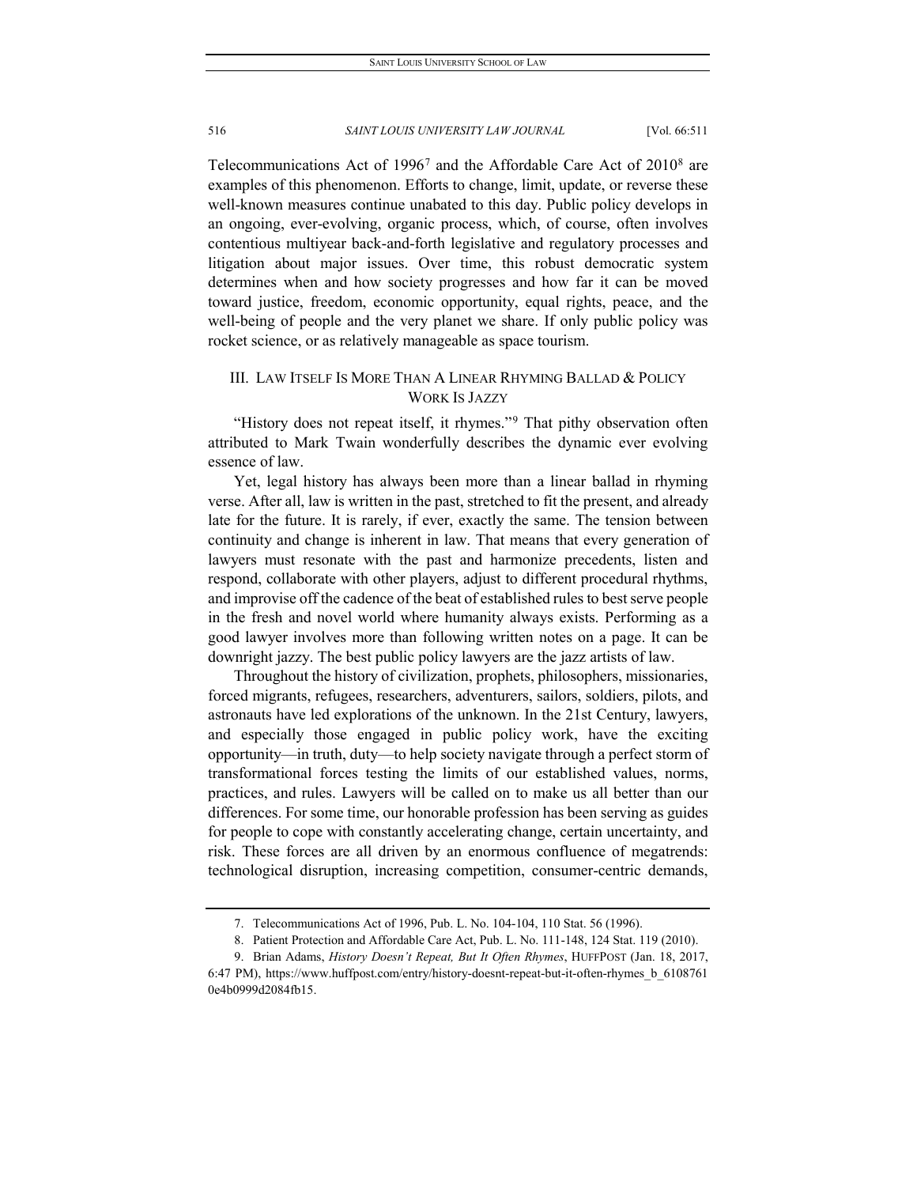Telecommunications Act of 1996[7] and the Affordable Care Act of 2010[8] are examples of this phenomenon. Efforts to change, limit, update, or reverse these well-known measures continue unabated to this day. Public policy develops in an ongoing, ever-evolving, organic process, which, of course, often involves contentious multiyear back-and-forth legislative and regulatory processes and litigation about major issues. Over time, this robust democratic system determines when and how society progresses and how far it can be moved toward justice, freedom, economic opportunity, equal rights, peace, and the well-being of people and the very planet we share. If only public policy was rocket science, or as relatively manageable as space tourism.

## III. Law Itself Is More Than A Linear Rhyming Ballad & Policy Work Is Jazzy

"History does not repeat itself, it rhymes."[9] That pithy observation often attributed to Mark Twain wonderfully describes the dynamic ever evolving essence of law.

Yet, legal history has always been more than a linear ballad in rhyming verse. After all, law is written in the past, stretched to fit the present, and already late for the future. It is rarely, if ever, exactly the same. The tension between continuity and change is inherent in law. That means that every generation of lawyers must resonate with the past and harmonize precedents, listen and respond, collaborate with other players, adjust to different procedural rhythms, and improvise off the cadence of the beat of established rules to best serve people in the fresh and novel world where humanity always exists. Performing as a good lawyer involves more than following written notes on a page. It can be downright jazzy. The best public policy lawyers are the jazz artists of law.

Throughout the history of civilization, prophets, philosophers, missionaries, forced migrants, refugees, researchers, adventurers, sailors, soldiers, pilots, and astronauts have led explorations of the unknown. In the 21st Century, lawyers, and especially those engaged in public policy work, have the exciting opportunity—in truth, duty—to help society navigate through a perfect storm of transformational forces testing the limits of our established values, norms, practices, and rules. Lawyers will be called on to make us all better than our differences. For some time, our honorable profession has been serving as guides for people to cope with constantly accelerating change, certain uncertainty, and risk. These forces are all driven by an enormous confluence of megatrends: technological disruption, increasing competition, consumer-centric demands,

---

7. Telecommunications Act of 1996, Pub. L. No. 104-104, 110 Stat. 56 (1996).

8. Patient Protection and Affordable Care Act, Pub. L. No. 111-148, 124 Stat. 119 (2010).

9. Brian Adams, *History Doesn't Repeat, But It Often Rhymes*, HUFFPOST (Jan. 18, 2017, 6:47 PM), https://www.huffpost.com/entry/history-doesnt-repeat-but-it-often-rhymes_b_61087610e4b0999d2084fb15.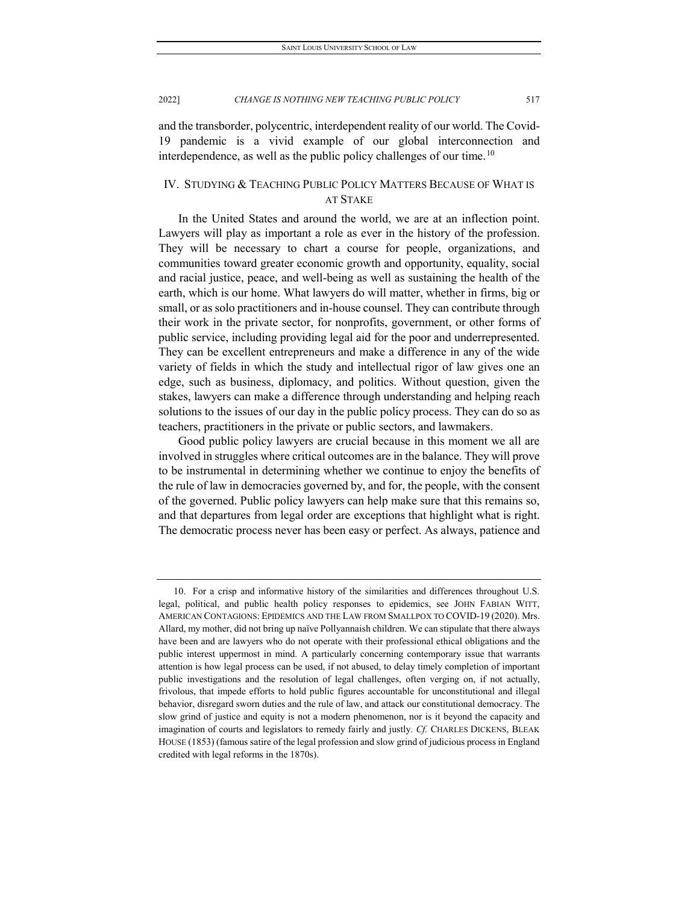and the transborder, polycentric, interdependent reality of our world. The Covid-19 pandemic is a vivid example of our global interconnection and interdependence, as well as the public policy challenges of our time.[10]

## IV. Studying & Teaching Public Policy Matters Because of What is at Stake

In the United States and around the world, we are at an inflection point. Lawyers will play as important a role as ever in the history of the profession. They will be necessary to chart a course for people, organizations, and communities toward greater economic growth and opportunity, equality, social and racial justice, peace, and well-being as well as sustaining the health of the earth, which is our home. What lawyers do will matter, whether in firms, big or small, or as solo practitioners and in-house counsel. They can contribute through their work in the private sector, for nonprofits, government, or other forms of public service, including providing legal aid for the poor and underrepresented. They can be excellent entrepreneurs and make a difference in any of the wide variety of fields in which the study and intellectual rigor of law gives one an edge, such as business, diplomacy, and politics. Without question, given the stakes, lawyers can make a difference through understanding and helping reach solutions to the issues of our day in the public policy process. They can do so as teachers, practitioners in the private or public sectors, and lawmakers.

Good public policy lawyers are crucial because in this moment we all are involved in struggles where critical outcomes are in the balance. They will prove to be instrumental in determining whether we continue to enjoy the benefits of the rule of law in democracies governed by, and for, the people, with the consent of the governed. Public policy lawyers can help make sure that this remains so, and that departures from legal order are exceptions that highlight what is right. The democratic process never has been easy or perfect. As always, patience and

---

10. For a crisp and informative history of the similarities and differences throughout U.S. legal, political, and public health policy responses to epidemics, see JOHN FABIAN WITT, AMERICAN CONTAGIONS: EPIDEMICS AND THE LAW FROM SMALLPOX TO COVID-19 (2020). Mrs. Allard, my mother, did not bring up naïve Pollyannaish children. We can stipulate that there always have been and are lawyers who do not operate with their professional ethical obligations and the public interest uppermost in mind. A particularly concerning contemporary issue that warrants attention is how legal process can be used, if not abused, to delay timely completion of important public investigations and the resolution of legal challenges, often verging on, if not actually, frivolous, that impede efforts to hold public figures accountable for unconstitutional and illegal behavior, disregard sworn duties and the rule of law, and attack our constitutional democracy. The slow grind of justice and equity is not a modern phenomenon, nor is it beyond the capacity and imagination of courts and legislators to remedy fairly and justly. *Cf.* CHARLES DICKENS, BLEAK HOUSE (1853) (famous satire of the legal profession and slow grind of judicious process in England credited with legal reforms in the 1870s).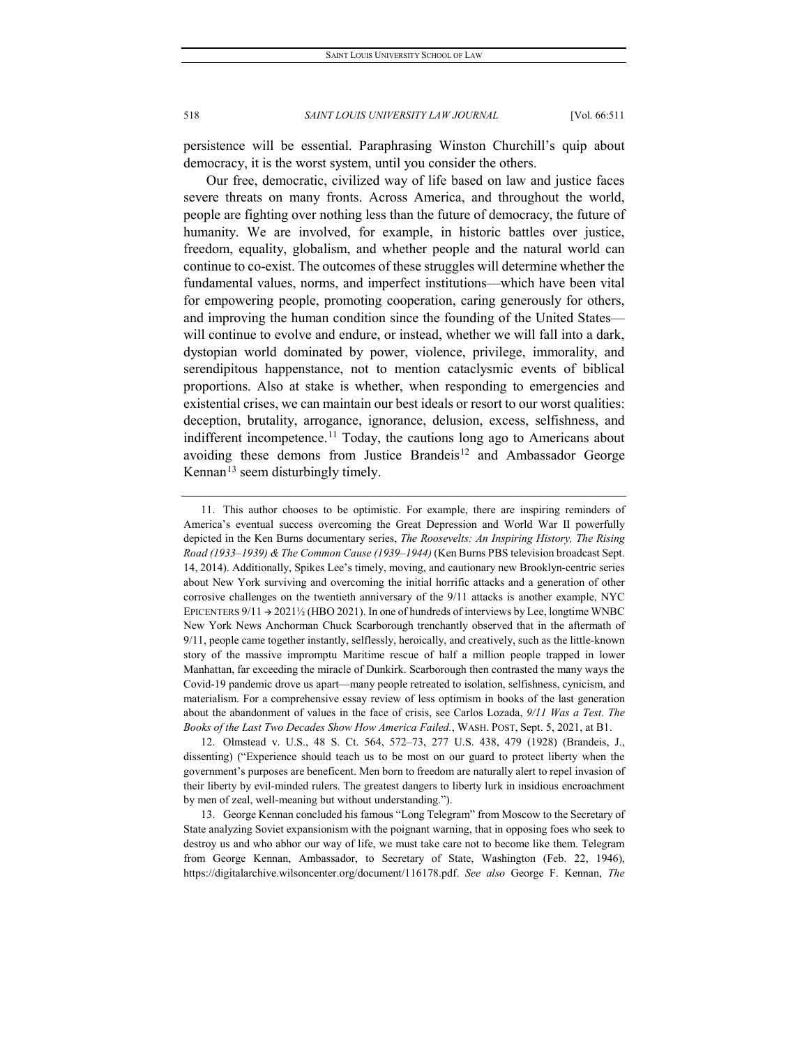persistence will be essential. Paraphrasing Winston Churchill's quip about democracy, it is the worst system, until you consider the others.

Our free, democratic, civilized way of life based on law and justice faces severe threats on many fronts. Across America, and throughout the world, people are fighting over nothing less than the future of democracy, the future of humanity. We are involved, for example, in historic battles over justice, freedom, equality, globalism, and whether people and the natural world can continue to co-exist. The outcomes of these struggles will determine whether the fundamental values, norms, and imperfect institutions—which have been vital for empowering people, promoting cooperation, caring generously for others, and improving the human condition since the founding of the United States—will continue to evolve and endure, or instead, whether we will fall into a dark, dystopian world dominated by power, violence, privilege, immorality, and serendipitous happenstance, not to mention cataclysmic events of biblical proportions. Also at stake is whether, when responding to emergencies and existential crises, we can maintain our best ideals or resort to our worst qualities: deception, brutality, arrogance, ignorance, delusion, excess, selfishness, and indifferent incompetence.[11] Today, the cautions long ago to Americans about avoiding these demons from Justice Brandeis[12] and Ambassador George Kennan[13] seem disturbingly timely.

---

11. This author chooses to be optimistic. For example, there are inspiring reminders of America's eventual success overcoming the Great Depression and World War II powerfully depicted in the Ken Burns documentary series, *The Roosevelts: An Inspiring History, The Rising Road (1933–1939) & The Common Cause (1939–1944)* (Ken Burns PBS television broadcast Sept. 14, 2014). Additionally, Spikes Lee's timely, moving, and cautionary new Brooklyn-centric series about New York surviving and overcoming the initial horrific attacks and a generation of other corrosive challenges on the twentieth anniversary of the 9/11 attacks is another example, NYC EPICENTERS 9/11 → 2021½ (HBO 2021). In one of hundreds of interviews by Lee, longtime WNBC New York News Anchorman Chuck Scarborough trenchantly observed that in the aftermath of 9/11, people came together instantly, selflessly, heroically, and creatively, such as the little-known story of the massive impromptu Maritime rescue of half a million people trapped in lower Manhattan, far exceeding the miracle of Dunkirk. Scarborough then contrasted the many ways the Covid-19 pandemic drove us apart—many people retreated to isolation, selfishness, cynicism, and materialism. For a comprehensive essay review of less optimism in books of the last generation about the abandonment of values in the face of crisis, see Carlos Lozada, *9/11 Was a Test. The Books of the Last Two Decades Show How America Failed.*, WASH. POST, Sept. 5, 2021, at B1.

12. Olmstead v. U.S., 48 S. Ct. 564, 572–73, 277 U.S. 438, 479 (1928) (Brandeis, J., dissenting) ("Experience should teach us to be most on our guard to protect liberty when the government's purposes are beneficent. Men born to freedom are naturally alert to repel invasion of their liberty by evil-minded rulers. The greatest dangers to liberty lurk in insidious encroachment by men of zeal, well-meaning but without understanding.").

13. George Kennan concluded his famous "Long Telegram" from Moscow to the Secretary of State analyzing Soviet expansionism with the poignant warning, that in opposing foes who seek to destroy us and who abhor our way of life, we must take care not to become like them. Telegram from George Kennan, Ambassador, to Secretary of State, Washington (Feb. 22, 1946), https://digitalarchive.wilsoncenter.org/document/116178.pdf. *See also* George F. Kennan, *The*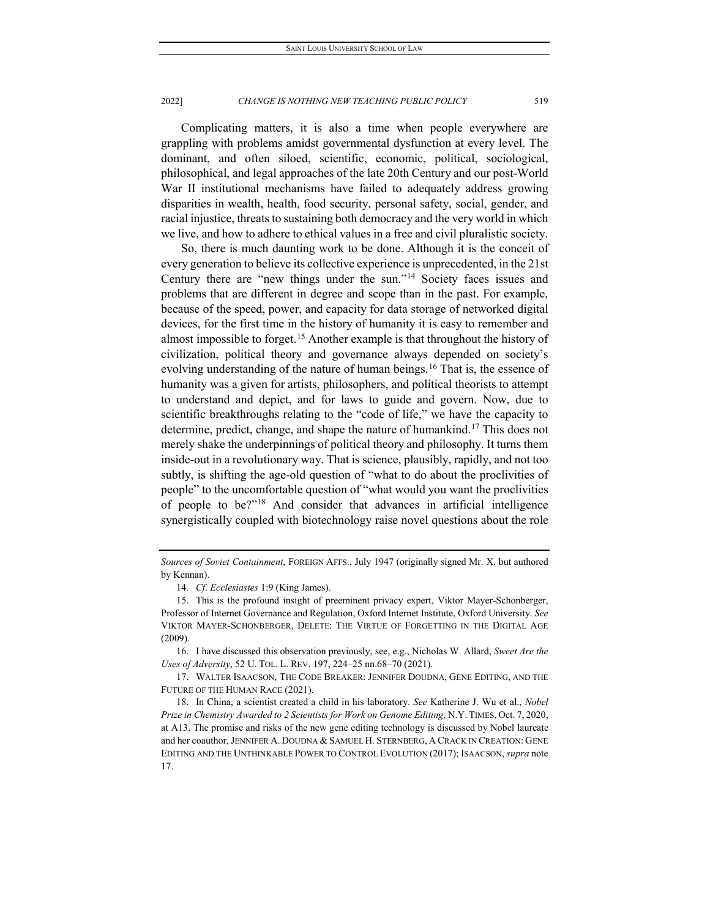Complicating matters, it is also a time when people everywhere are grappling with problems amidst governmental dysfunction at every level. The dominant, and often siloed, scientific, economic, political, sociological, philosophical, and legal approaches of the late 20th Century and our post-World War II institutional mechanisms have failed to adequately address growing disparities in wealth, health, food security, personal safety, social, gender, and racial injustice, threats to sustaining both democracy and the very world in which we live, and how to adhere to ethical values in a free and civil pluralistic society.

So, there is much daunting work to be done. Although it is the conceit of every generation to believe its collective experience is unprecedented, in the 21st Century there are "new things under the sun."[14] Society faces issues and problems that are different in degree and scope than in the past. For example, because of the speed, power, and capacity for data storage of networked digital devices, for the first time in the history of humanity it is easy to remember and almost impossible to forget.[15] Another example is that throughout the history of civilization, political theory and governance always depended on society's evolving understanding of the nature of human beings.[16] That is, the essence of humanity was a given for artists, philosophers, and political theorists to attempt to understand and depict, and for laws to guide and govern. Now, due to scientific breakthroughs relating to the "code of life," we have the capacity to determine, predict, change, and shape the nature of humankind.[17] This does not merely shake the underpinnings of political theory and philosophy. It turns them inside-out in a revolutionary way. That is science, plausibly, rapidly, and not too subtly, is shifting the age-old question of "what to do about the proclivities of people" to the uncomfortable question of "what would you want the proclivities of people to be?"[18] And consider that advances in artificial intelligence synergistically coupled with biotechnology raise novel questions about the role

---

*Sources of Soviet Containment*, FOREIGN AFFS., July 1947 (originally signed Mr. X, but authored by Kennan).

14. *Cf*. *Ecclesiastes* 1:9 (King James).

15. This is the profound insight of preeminent privacy expert, Viktor Mayer-Schonberger, Professor of Internet Governance and Regulation, Oxford Internet Institute, Oxford University. *See* VIKTOR MAYER-SCHONBERGER, DELETE: THE VIRTUE OF FORGETTING IN THE DIGITAL AGE (2009).

16. I have discussed this observation previously, see, e.g., Nicholas W. Allard, *Sweet Are the Uses of Adversity*, 52 U. TOL. L. REV. 197, 224–25 nn.68–70 (2021).

17. WALTER ISAACSON, THE CODE BREAKER: JENNIFER DOUDNA, GENE EDITING, AND THE FUTURE OF THE HUMAN RACE (2021).

18. In China, a scientist created a child in his laboratory. *See* Katherine J. Wu et al., *Nobel Prize in Chemistry Awarded to 2 Scientists for Work on Genome Editing*, N.Y. TIMES, Oct. 7, 2020, at A13. The promise and risks of the new gene editing technology is discussed by Nobel laureate and her coauthor, JENNIFER A. DOUDNA & SAMUEL H. STERNBERG, A CRACK IN CREATION: GENE EDITING AND THE UNTHINKABLE POWER TO CONTROL EVOLUTION (2017); ISAACSON, *supra* note 17.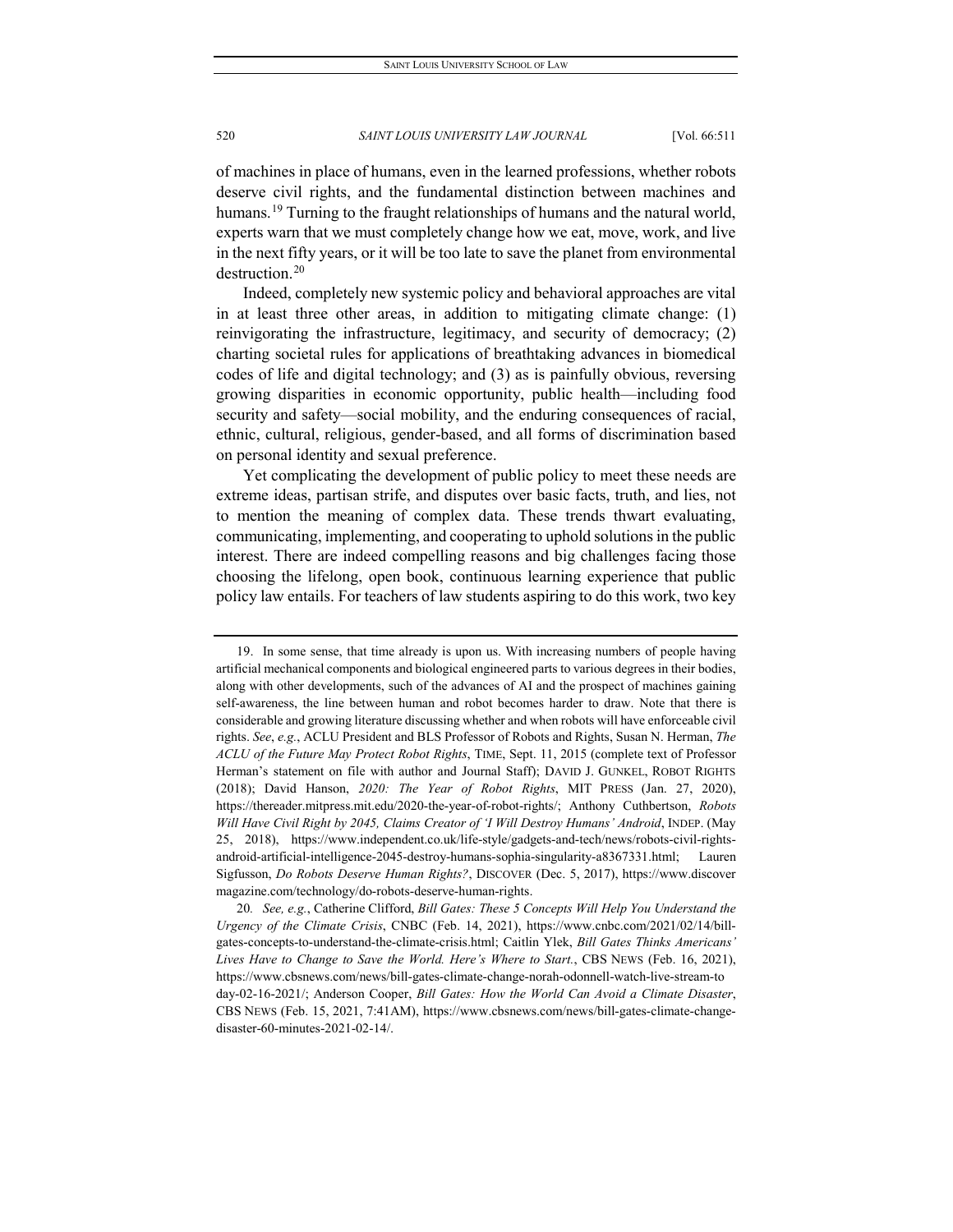of machines in place of humans, even in the learned professions, whether robots deserve civil rights, and the fundamental distinction between machines and humans.[19] Turning to the fraught relationships of humans and the natural world, experts warn that we must completely change how we eat, move, work, and live in the next fifty years, or it will be too late to save the planet from environmental destruction.[20]

Indeed, completely new systemic policy and behavioral approaches are vital in at least three other areas, in addition to mitigating climate change: (1) reinvigorating the infrastructure, legitimacy, and security of democracy; (2) charting societal rules for applications of breathtaking advances in biomedical codes of life and digital technology; and (3) as is painfully obvious, reversing growing disparities in economic opportunity, public health—including food security and safety—social mobility, and the enduring consequences of racial, ethnic, cultural, religious, gender-based, and all forms of discrimination based on personal identity and sexual preference.

Yet complicating the development of public policy to meet these needs are extreme ideas, partisan strife, and disputes over basic facts, truth, and lies, not to mention the meaning of complex data. These trends thwart evaluating, communicating, implementing, and cooperating to uphold solutions in the public interest. There are indeed compelling reasons and big challenges facing those choosing the lifelong, open book, continuous learning experience that public policy law entails. For teachers of law students aspiring to do this work, two key

---

19. In some sense, that time already is upon us. With increasing numbers of people having artificial mechanical components and biological engineered parts to various degrees in their bodies, along with other developments, such of the advances of AI and the prospect of machines gaining self-awareness, the line between human and robot becomes harder to draw. Note that there is considerable and growing literature discussing whether and when robots will have enforceable civil rights. *See*, *e.g.*, ACLU President and BLS Professor of Robots and Rights, Susan N. Herman, *The ACLU of the Future May Protect Robot Rights*, TIME, Sept. 11, 2015 (complete text of Professor Herman's statement on file with author and Journal Staff); DAVID J. GUNKEL, ROBOT RIGHTS (2018); David Hanson, *2020: The Year of Robot Rights*, MIT PRESS (Jan. 27, 2020), https://thereader.mitpress.mit.edu/2020-the-year-of-robot-rights/; Anthony Cuthbertson, *Robots Will Have Civil Right by 2045, Claims Creator of 'I Will Destroy Humans' Android*, INDEP. (May 25, 2018), https://www.independent.co.uk/life-style/gadgets-and-tech/news/robots-civil-rights-android-artificial-intelligence-2045-destroy-humans-sophia-singularity-a8367331.html; Lauren Sigfusson, *Do Robots Deserve Human Rights?*, DISCOVER (Dec. 5, 2017), https://www.discovermagazine.com/technology/do-robots-deserve-human-rights.

20. *See, e.g.*, Catherine Clifford, *Bill Gates: These 5 Concepts Will Help You Understand the Urgency of the Climate Crisis*, CNBC (Feb. 14, 2021), https://www.cnbc.com/2021/02/14/bill-gates-concepts-to-understand-the-climate-crisis.html; Caitlin Ylek, *Bill Gates Thinks Americans' Lives Have to Change to Save the World. Here's Where to Start.*, CBS NEWS (Feb. 16, 2021), https://www.cbsnews.com/news/bill-gates-climate-change-norah-odonnell-watch-live-stream-to day-02-16-2021/; Anderson Cooper, *Bill Gates: How the World Can Avoid a Climate Disaster*, CBS NEWS (Feb. 15, 2021, 7:41AM), https://www.cbsnews.com/news/bill-gates-climate-change-disaster-60-minutes-2021-02-14/.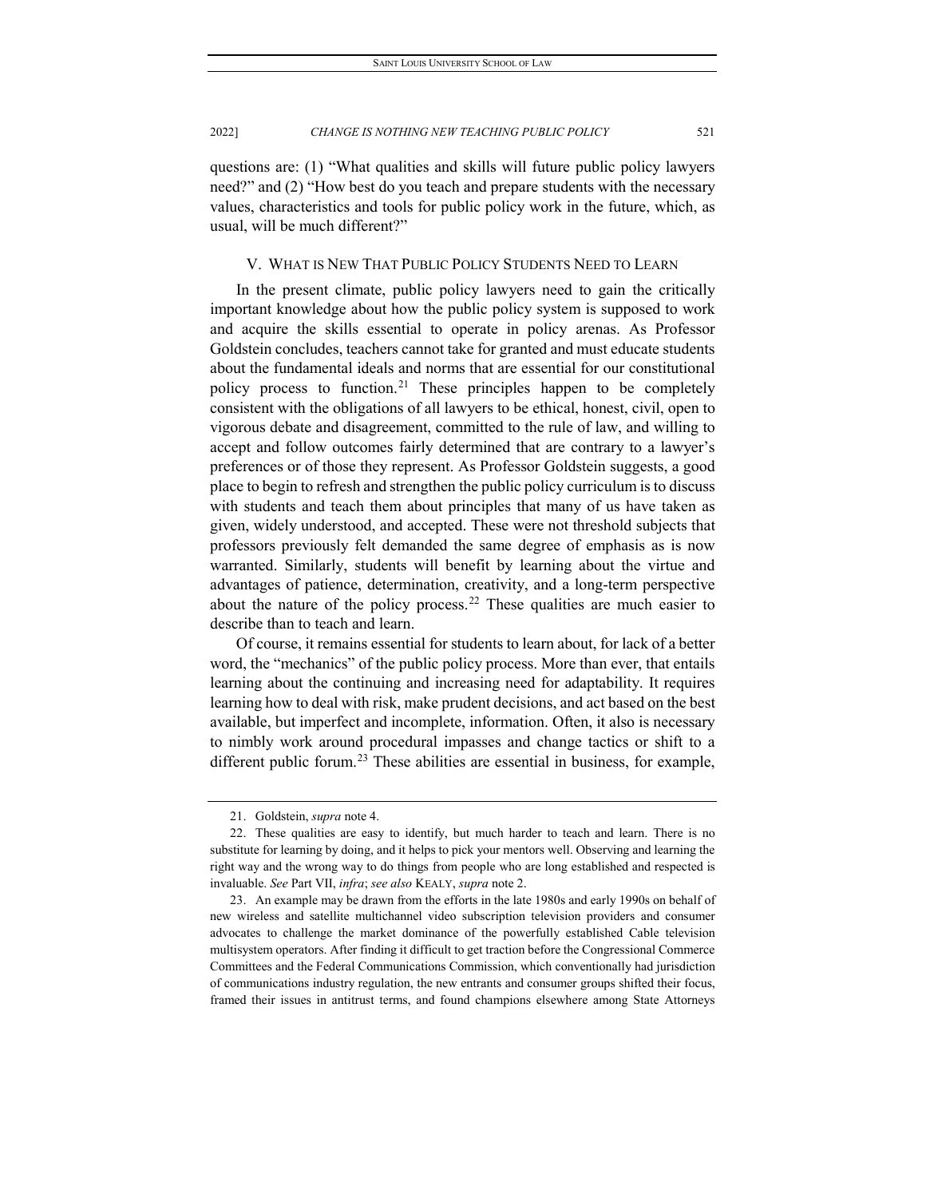questions are: (1) "What qualities and skills will future public policy lawyers need?" and (2) "How best do you teach and prepare students with the necessary values, characteristics and tools for public policy work in the future, which, as usual, will be much different?"

## V. WHAT IS NEW THAT PUBLIC POLICY STUDENTS NEED TO LEARN

In the present climate, public policy lawyers need to gain the critically important knowledge about how the public policy system is supposed to work and acquire the skills essential to operate in policy arenas. As Professor Goldstein concludes, teachers cannot take for granted and must educate students about the fundamental ideals and norms that are essential for our constitutional policy process to function.[21] These principles happen to be completely consistent with the obligations of all lawyers to be ethical, honest, civil, open to vigorous debate and disagreement, committed to the rule of law, and willing to accept and follow outcomes fairly determined that are contrary to a lawyer's preferences or of those they represent. As Professor Goldstein suggests, a good place to begin to refresh and strengthen the public policy curriculum is to discuss with students and teach them about principles that many of us have taken as given, widely understood, and accepted. These were not threshold subjects that professors previously felt demanded the same degree of emphasis as is now warranted. Similarly, students will benefit by learning about the virtue and advantages of patience, determination, creativity, and a long-term perspective about the nature of the policy process.[22] These qualities are much easier to describe than to teach and learn.

Of course, it remains essential for students to learn about, for lack of a better word, the "mechanics" of the public policy process. More than ever, that entails learning about the continuing and increasing need for adaptability. It requires learning how to deal with risk, make prudent decisions, and act based on the best available, but imperfect and incomplete, information. Often, it also is necessary to nimbly work around procedural impasses and change tactics or shift to a different public forum.[23] These abilities are essential in business, for example,

---

21. Goldstein, *supra* note 4.

22. These qualities are easy to identify, but much harder to teach and learn. There is no substitute for learning by doing, and it helps to pick your mentors well. Observing and learning the right way and the wrong way to do things from people who are long established and respected is invaluable. *See* Part VII, *infra*; *see also* KEALY, *supra* note 2.

23. An example may be drawn from the efforts in the late 1980s and early 1990s on behalf of new wireless and satellite multichannel video subscription television providers and consumer advocates to challenge the market dominance of the powerfully established Cable television multisystem operators. After finding it difficult to get traction before the Congressional Commerce Committees and the Federal Communications Commission, which conventionally had jurisdiction of communications industry regulation, the new entrants and consumer groups shifted their focus, framed their issues in antitrust terms, and found champions elsewhere among State Attorneys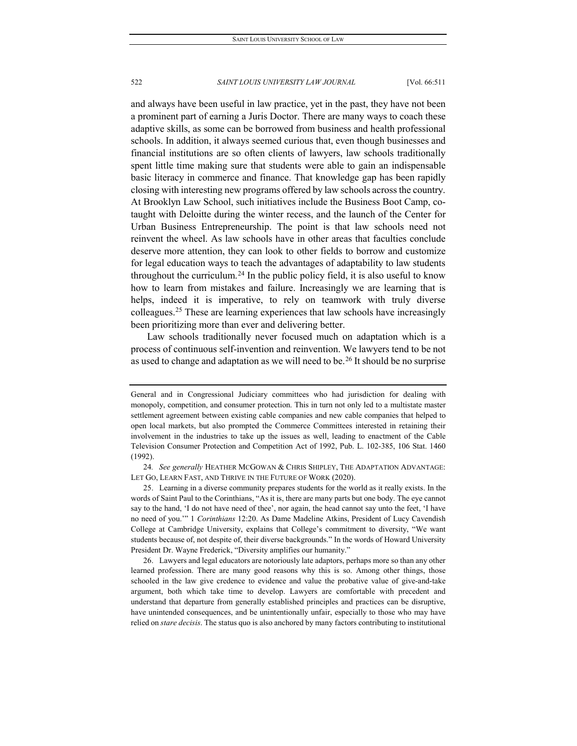and always have been useful in law practice, yet in the past, they have not been a prominent part of earning a Juris Doctor. There are many ways to coach these adaptive skills, as some can be borrowed from business and health professional schools. In addition, it always seemed curious that, even though businesses and financial institutions are so often clients of lawyers, law schools traditionally spent little time making sure that students were able to gain an indispensable basic literacy in commerce and finance. That knowledge gap has been rapidly closing with interesting new programs offered by law schools across the country. At Brooklyn Law School, such initiatives include the Business Boot Camp, co-taught with Deloitte during the winter recess, and the launch of the Center for Urban Business Entrepreneurship. The point is that law schools need not reinvent the wheel. As law schools have in other areas that faculties conclude deserve more attention, they can look to other fields to borrow and customize for legal education ways to teach the advantages of adaptability to law students throughout the curriculum.[24] In the public policy field, it is also useful to know how to learn from mistakes and failure. Increasingly we are learning that is helps, indeed it is imperative, to rely on teamwork with truly diverse colleagues.[25] These are learning experiences that law schools have increasingly been prioritizing more than ever and delivering better.

Law schools traditionally never focused much on adaptation which is a process of continuous self-invention and reinvention. We lawyers tend to be not as used to change and adaptation as we will need to be.[26] It should be no surprise

---

General and in Congressional Judiciary committees who had jurisdiction for dealing with monopoly, competition, and consumer protection. This in turn not only led to a multistate master settlement agreement between existing cable companies and new cable companies that helped to open local markets, but also prompted the Commerce Committees interested in retaining their involvement in the industries to take up the issues as well, leading to enactment of the Cable Television Consumer Protection and Competition Act of 1992, Pub. L. 102-385, 106 Stat. 1460 (1992).

24. *See generally* HEATHER MCGOWAN & CHRIS SHIPLEY, THE ADAPTATION ADVANTAGE: LET GO, LEARN FAST, AND THRIVE IN THE FUTURE OF WORK (2020).

25. Learning in a diverse community prepares students for the world as it really exists. In the words of Saint Paul to the Corinthians, "As it is, there are many parts but one body. The eye cannot say to the hand, 'I do not have need of thee', nor again, the head cannot say unto the feet, 'I have no need of you.'" 1 *Corinthians* 12:20. As Dame Madeline Atkins, President of Lucy Cavendish College at Cambridge University, explains that College's commitment to diversity, "We want students because of, not despite of, their diverse backgrounds." In the words of Howard University President Dr. Wayne Frederick, "Diversity amplifies our humanity."

26. Lawyers and legal educators are notoriously late adaptors, perhaps more so than any other learned profession. There are many good reasons why this is so. Among other things, those schooled in the law give credence to evidence and value the probative value of give-and-take argument, both which take time to develop. Lawyers are comfortable with precedent and understand that departure from generally established principles and practices can be disruptive, have unintended consequences, and be unintentionally unfair, especially to those who may have relied on *stare decisis*. The status quo is also anchored by many factors contributing to institutional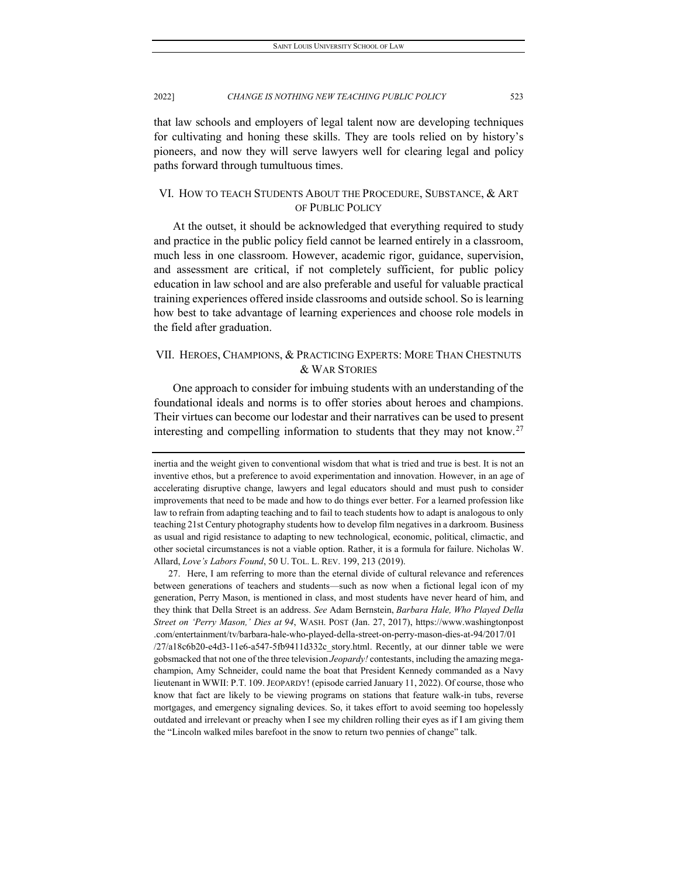that law schools and employers of legal talent now are developing techniques for cultivating and honing these skills. They are tools relied on by history's pioneers, and now they will serve lawyers well for clearing legal and policy paths forward through tumultuous times.

## VI. HOW TO TEACH STUDENTS ABOUT THE PROCEDURE, SUBSTANCE, & ART OF PUBLIC POLICY

At the outset, it should be acknowledged that everything required to study and practice in the public policy field cannot be learned entirely in a classroom, much less in one classroom. However, academic rigor, guidance, supervision, and assessment are critical, if not completely sufficient, for public policy education in law school and are also preferable and useful for valuable practical training experiences offered inside classrooms and outside school. So is learning how best to take advantage of learning experiences and choose role models in the field after graduation.

## VII. HEROES, CHAMPIONS, & PRACTICING EXPERTS: MORE THAN CHESTNUTS & WAR STORIES

One approach to consider for imbuing students with an understanding of the foundational ideals and norms is to offer stories about heroes and champions. Their virtues can become our lodestar and their narratives can be used to present interesting and compelling information to students that they may not know.[27]

---

inertia and the weight given to conventional wisdom that what is tried and true is best. It is not an inventive ethos, but a preference to avoid experimentation and innovation. However, in an age of accelerating disruptive change, lawyers and legal educators should and must push to consider improvements that need to be made and how to do things ever better. For a learned profession like law to refrain from adapting teaching and to fail to teach students how to adapt is analogous to only teaching 21st Century photography students how to develop film negatives in a darkroom. Business as usual and rigid resistance to adapting to new technological, economic, political, climactic, and other societal circumstances is not a viable option. Rather, it is a formula for failure. Nicholas W. Allard, *Love's Labors Found*, 50 U. TOL. L. REV. 199, 213 (2019).

27. Here, I am referring to more than the eternal divide of cultural relevance and references between generations of teachers and students—such as now when a fictional legal icon of my generation, Perry Mason, is mentioned in class, and most students have never heard of him, and they think that Della Street is an address. *See* Adam Bernstein, *Barbara Hale, Who Played Della Street on 'Perry Mason,' Dies at 94*, WASH. POST (Jan. 27, 2017), https://www.washingtonpost.com/entertainment/tv/barbara-hale-who-played-della-street-on-perry-mason-dies-at-94/2017/01/27/a18c6b20-e4d3-11e6-a547-5fb9411d332c_story.html. Recently, at our dinner table we were gobsmacked that not one of the three television *Jeopardy!* contestants, including the amazing mega-champion, Amy Schneider, could name the boat that President Kennedy commanded as a Navy lieutenant in WWII: P.T. 109. JEOPARDY! (episode carried January 11, 2022). Of course, those who know that fact are likely to be viewing programs on stations that feature walk-in tubs, reverse mortgages, and emergency signaling devices. So, it takes effort to avoid seeming too hopelessly outdated and irrelevant or preachy when I see my children rolling their eyes as if I am giving them the "Lincoln walked miles barefoot in the snow to return two pennies of change" talk.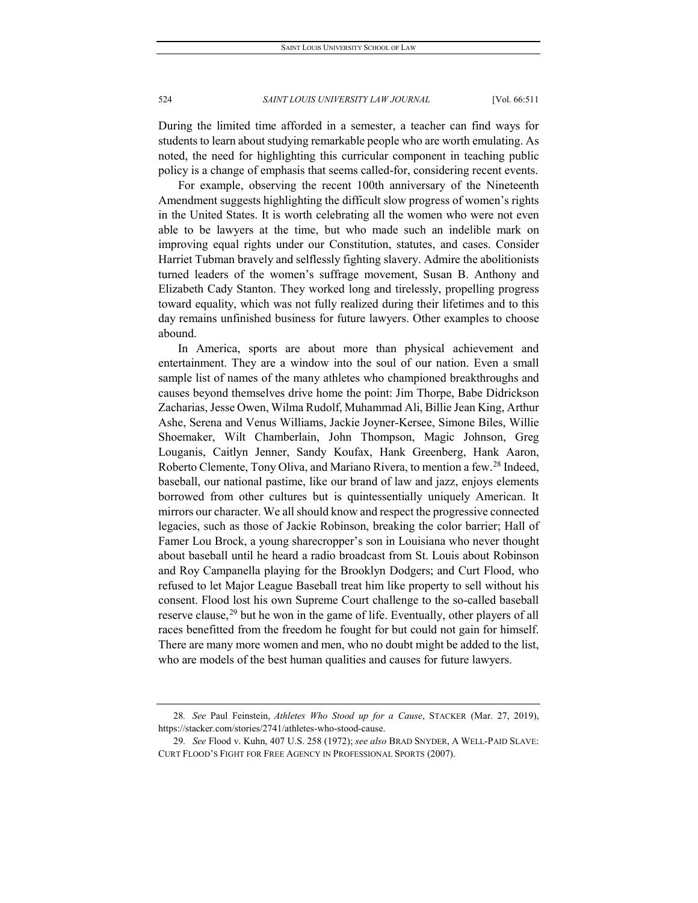During the limited time afforded in a semester, a teacher can find ways for students to learn about studying remarkable people who are worth emulating. As noted, the need for highlighting this curricular component in teaching public policy is a change of emphasis that seems called-for, considering recent events.

For example, observing the recent 100th anniversary of the Nineteenth Amendment suggests highlighting the difficult slow progress of women's rights in the United States. It is worth celebrating all the women who were not even able to be lawyers at the time, but who made such an indelible mark on improving equal rights under our Constitution, statutes, and cases. Consider Harriet Tubman bravely and selflessly fighting slavery. Admire the abolitionists turned leaders of the women's suffrage movement, Susan B. Anthony and Elizabeth Cady Stanton. They worked long and tirelessly, propelling progress toward equality, which was not fully realized during their lifetimes and to this day remains unfinished business for future lawyers. Other examples to choose abound.

In America, sports are about more than physical achievement and entertainment. They are a window into the soul of our nation. Even a small sample list of names of the many athletes who championed breakthroughs and causes beyond themselves drive home the point: Jim Thorpe, Babe Didrickson Zacharias, Jesse Owen, Wilma Rudolf, Muhammad Ali, Billie Jean King, Arthur Ashe, Serena and Venus Williams, Jackie Joyner-Kersee, Simone Biles, Willie Shoemaker, Wilt Chamberlain, John Thompson, Magic Johnson, Greg Louganis, Caitlyn Jenner, Sandy Koufax, Hank Greenberg, Hank Aaron, Roberto Clemente, Tony Oliva, and Mariano Rivera, to mention a few.[28] Indeed, baseball, our national pastime, like our brand of law and jazz, enjoys elements borrowed from other cultures but is quintessentially uniquely American. It mirrors our character. We all should know and respect the progressive connected legacies, such as those of Jackie Robinson, breaking the color barrier; Hall of Famer Lou Brock, a young sharecropper's son in Louisiana who never thought about baseball until he heard a radio broadcast from St. Louis about Robinson and Roy Campanella playing for the Brooklyn Dodgers; and Curt Flood, who refused to let Major League Baseball treat him like property to sell without his consent. Flood lost his own Supreme Court challenge to the so-called baseball reserve clause,[29] but he won in the game of life. Eventually, other players of all races benefitted from the freedom he fought for but could not gain for himself. There are many more women and men, who no doubt might be added to the list, who are models of the best human qualities and causes for future lawyers.

---

28. *See* Paul Feinstein, *Athletes Who Stood up for a Cause*, STACKER (Mar. 27, 2019), https://stacker.com/stories/2741/athletes-who-stood-cause.

29. *See* Flood v. Kuhn, 407 U.S. 258 (1972); *see also* BRAD SNYDER, A WELL-PAID SLAVE: CURT FLOOD'S FIGHT FOR FREE AGENCY IN PROFESSIONAL SPORTS (2007).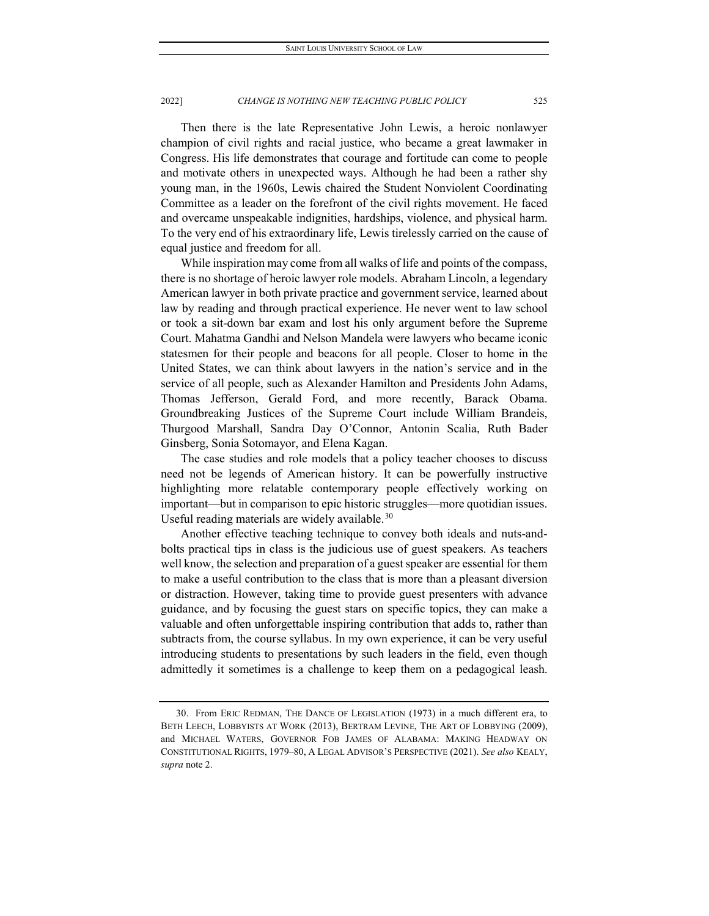Then there is the late Representative John Lewis, a heroic nonlawyer champion of civil rights and racial justice, who became a great lawmaker in Congress. His life demonstrates that courage and fortitude can come to people and motivate others in unexpected ways. Although he had been a rather shy young man, in the 1960s, Lewis chaired the Student Nonviolent Coordinating Committee as a leader on the forefront of the civil rights movement. He faced and overcame unspeakable indignities, hardships, violence, and physical harm. To the very end of his extraordinary life, Lewis tirelessly carried on the cause of equal justice and freedom for all.

While inspiration may come from all walks of life and points of the compass, there is no shortage of heroic lawyer role models. Abraham Lincoln, a legendary American lawyer in both private practice and government service, learned about law by reading and through practical experience. He never went to law school or took a sit-down bar exam and lost his only argument before the Supreme Court. Mahatma Gandhi and Nelson Mandela were lawyers who became iconic statesmen for their people and beacons for all people. Closer to home in the United States, we can think about lawyers in the nation's service and in the service of all people, such as Alexander Hamilton and Presidents John Adams, Thomas Jefferson, Gerald Ford, and more recently, Barack Obama. Groundbreaking Justices of the Supreme Court include William Brandeis, Thurgood Marshall, Sandra Day O'Connor, Antonin Scalia, Ruth Bader Ginsberg, Sonia Sotomayor, and Elena Kagan.

The case studies and role models that a policy teacher chooses to discuss need not be legends of American history. It can be powerfully instructive highlighting more relatable contemporary people effectively working on important—but in comparison to epic historic struggles—more quotidian issues. Useful reading materials are widely available.[30]

Another effective teaching technique to convey both ideals and nuts-and-bolts practical tips in class is the judicious use of guest speakers. As teachers well know, the selection and preparation of a guest speaker are essential for them to make a useful contribution to the class that is more than a pleasant diversion or distraction. However, taking time to provide guest presenters with advance guidance, and by focusing the guest stars on specific topics, they can make a valuable and often unforgettable inspiring contribution that adds to, rather than subtracts from, the course syllabus. In my own experience, it can be very useful introducing students to presentations by such leaders in the field, even though admittedly it sometimes is a challenge to keep them on a pedagogical leash.

---

30. From ERIC REDMAN, THE DANCE OF LEGISLATION (1973) in a much different era, to BETH LEECH, LOBBYISTS AT WORK (2013), BERTRAM LEVINE, THE ART OF LOBBYING (2009), and MICHAEL WATERS, GOVERNOR FOB JAMES OF ALABAMA: MAKING HEADWAY ON CONSTITUTIONAL RIGHTS, 1979–80, A LEGAL ADVISOR'S PERSPECTIVE (2021). *See also* KEALY, *supra* note 2.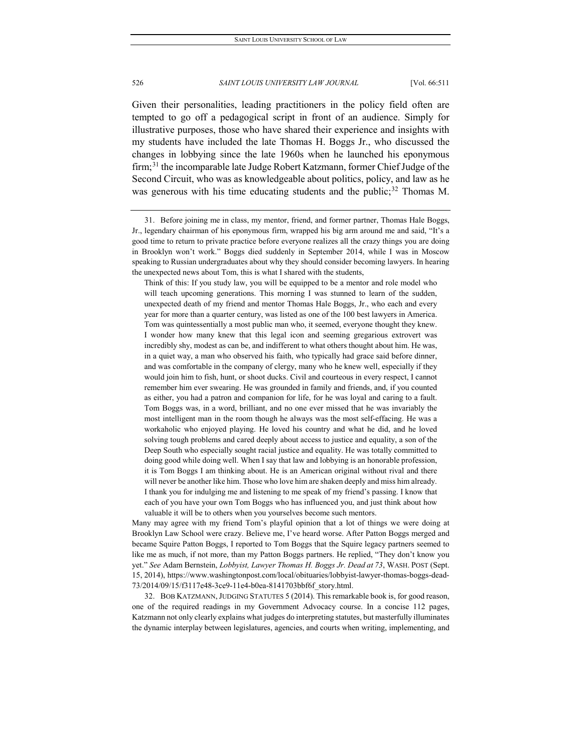Given their personalities, leading practitioners in the policy field often are tempted to go off a pedagogical script in front of an audience. Simply for illustrative purposes, those who have shared their experience and insights with my students have included the late Thomas H. Boggs Jr., who discussed the changes in lobbying since the late 1960s when he launched his eponymous firm;[31] the incomparable late Judge Robert Katzmann, former Chief Judge of the Second Circuit, who was as knowledgeable about politics, policy, and law as he was generous with his time educating students and the public;[32] Thomas M.

---

31. Before joining me in class, my mentor, friend, and former partner, Thomas Hale Boggs, Jr., legendary chairman of his eponymous firm, wrapped his big arm around me and said, "It's a good time to return to private practice before everyone realizes all the crazy things you are doing in Brooklyn won't work." Boggs died suddenly in September 2014, while I was in Moscow speaking to Russian undergraduates about why they should consider becoming lawyers. In hearing the unexpected news about Tom, this is what I shared with the students,

> Think of this: If you study law, you will be equipped to be a mentor and role model who will teach upcoming generations. This morning I was stunned to learn of the sudden, unexpected death of my friend and mentor Thomas Hale Boggs, Jr., who each and every year for more than a quarter century, was listed as one of the 100 best lawyers in America. Tom was quintessentially a most public man who, it seemed, everyone thought they knew. I wonder how many knew that this legal icon and seeming gregarious extrovert was incredibly shy, modest as can be, and indifferent to what others thought about him. He was, in a quiet way, a man who observed his faith, who typically had grace said before dinner, and was comfortable in the company of clergy, many who he knew well, especially if they would join him to fish, hunt, or shoot ducks. Civil and courteous in every respect, I cannot remember him ever swearing. He was grounded in family and friends, and, if you counted as either, you had a patron and companion for life, for he was loyal and caring to a fault. Tom Boggs was, in a word, brilliant, and no one ever missed that he was invariably the most intelligent man in the room though he always was the most self-effacing. He was a workaholic who enjoyed playing. He loved his country and what he did, and he loved solving tough problems and cared deeply about access to justice and equality, a son of the Deep South who especially sought racial justice and equality. He was totally committed to doing good while doing well. When I say that law and lobbying is an honorable profession, it is Tom Boggs I am thinking about. He is an American original without rival and there will never be another like him. Those who love him are shaken deeply and miss him already. I thank you for indulging me and listening to me speak of my friend's passing. I know that each of you have your own Tom Boggs who has influenced you, and just think about how valuable it will be to others when you yourselves become such mentors.

Many may agree with my friend Tom's playful opinion that a lot of things we were doing at Brooklyn Law School were crazy. Believe me, I've heard worse. After Patton Boggs merged and became Squire Patton Boggs, I reported to Tom Boggs that the Squire legacy partners seemed to like me as much, if not more, than my Patton Boggs partners. He replied, "They don't know you yet." *See* Adam Bernstein, *Lobbyist, Lawyer Thomas H. Boggs Jr. Dead at 73*, WASH. POST (Sept. 15, 2014), https://www.washingtonpost.com/local/obituaries/lobbyist-lawyer-thomas-boggs-dead-73/2014/09/15/f3117e48-3ce9-11e4-b0ea-8141703bbf6f_story.html.

32. BOB KATZMANN, JUDGING STATUTES 5 (2014). This remarkable book is, for good reason, one of the required readings in my Government Advocacy course. In a concise 112 pages, Katzmann not only clearly explains what judges do interpreting statutes, but masterfully illuminates the dynamic interplay between legislatures, agencies, and courts when writing, implementing, and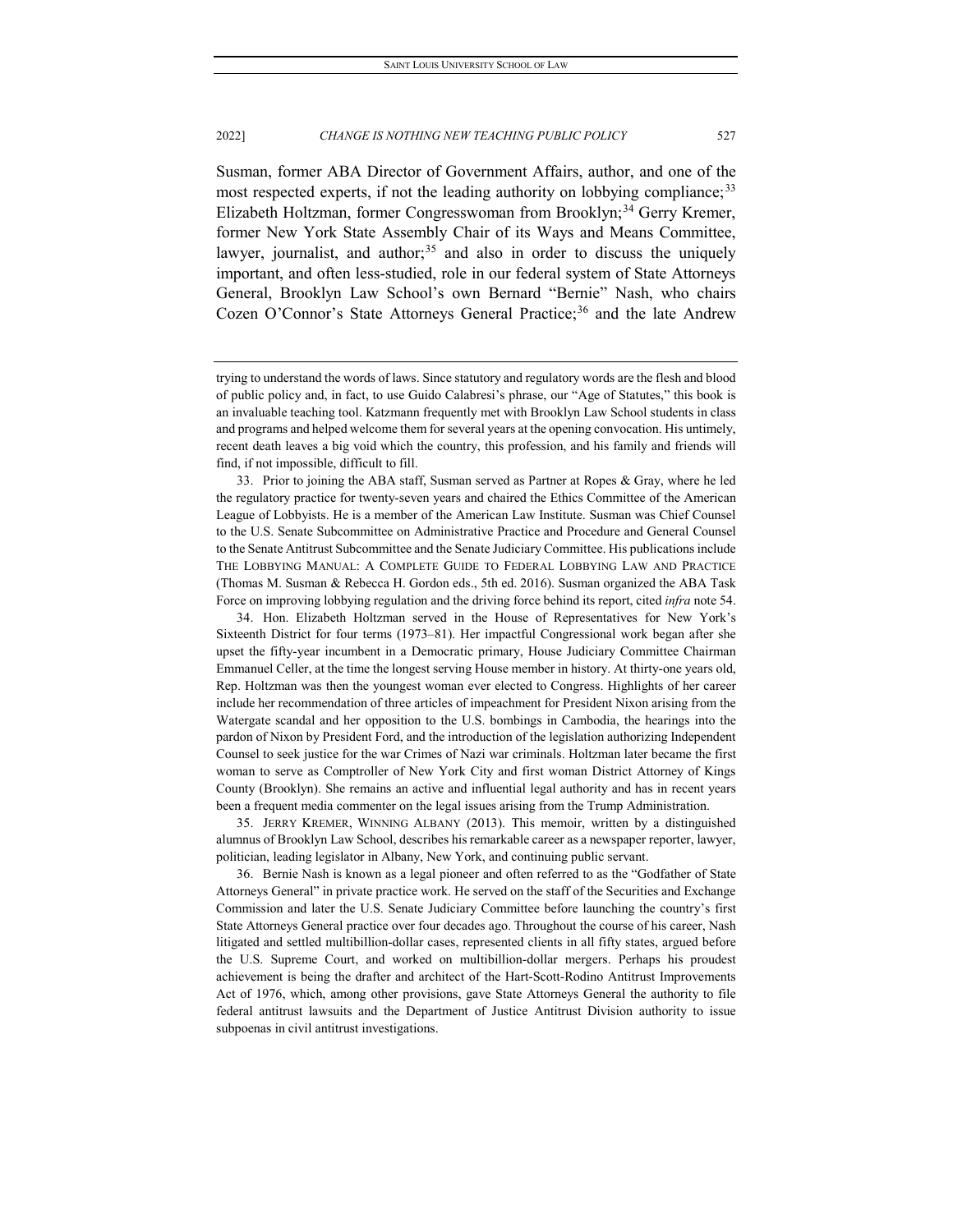Susman, former ABA Director of Government Affairs, author, and one of the most respected experts, if not the leading authority on lobbying compliance;[33] Elizabeth Holtzman, former Congresswoman from Brooklyn;[34] Gerry Kremer, former New York State Assembly Chair of its Ways and Means Committee, lawyer, journalist, and author;[35] and also in order to discuss the uniquely important, and often less-studied, role in our federal system of State Attorneys General, Brooklyn Law School's own Bernard "Bernie" Nash, who chairs Cozen O'Connor's State Attorneys General Practice;[36] and the late Andrew

---

trying to understand the words of laws. Since statutory and regulatory words are the flesh and blood of public policy and, in fact, to use Guido Calabresi's phrase, our "Age of Statutes," this book is an invaluable teaching tool. Katzmann frequently met with Brooklyn Law School students in class and programs and helped welcome them for several years at the opening convocation. His untimely, recent death leaves a big void which the country, this profession, and his family and friends will find, if not impossible, difficult to fill.

33. Prior to joining the ABA staff, Susman served as Partner at Ropes & Gray, where he led the regulatory practice for twenty-seven years and chaired the Ethics Committee of the American League of Lobbyists. He is a member of the American Law Institute. Susman was Chief Counsel to the U.S. Senate Subcommittee on Administrative Practice and Procedure and General Counsel to the Senate Antitrust Subcommittee and the Senate Judiciary Committee. His publications include THE LOBBYING MANUAL: A COMPLETE GUIDE TO FEDERAL LOBBYING LAW AND PRACTICE (Thomas M. Susman & Rebecca H. Gordon eds., 5th ed. 2016). Susman organized the ABA Task Force on improving lobbying regulation and the driving force behind its report, cited *infra* note 54.

34. Hon. Elizabeth Holtzman served in the House of Representatives for New York's Sixteenth District for four terms (1973–81). Her impactful Congressional work began after she upset the fifty-year incumbent in a Democratic primary, House Judiciary Committee Chairman Emmanuel Celler, at the time the longest serving House member in history. At thirty-one years old, Rep. Holtzman was then the youngest woman ever elected to Congress. Highlights of her career include her recommendation of three articles of impeachment for President Nixon arising from the Watergate scandal and her opposition to the U.S. bombings in Cambodia, the hearings into the pardon of Nixon by President Ford, and the introduction of the legislation authorizing Independent Counsel to seek justice for the war Crimes of Nazi war criminals. Holtzman later became the first woman to serve as Comptroller of New York City and first woman District Attorney of Kings County (Brooklyn). She remains an active and influential legal authority and has in recent years been a frequent media commenter on the legal issues arising from the Trump Administration.

35. JERRY KREMER, WINNING ALBANY (2013). This memoir, written by a distinguished alumnus of Brooklyn Law School, describes his remarkable career as a newspaper reporter, lawyer, politician, leading legislator in Albany, New York, and continuing public servant.

36. Bernie Nash is known as a legal pioneer and often referred to as the "Godfather of State Attorneys General" in private practice work. He served on the staff of the Securities and Exchange Commission and later the U.S. Senate Judiciary Committee before launching the country's first State Attorneys General practice over four decades ago. Throughout the course of his career, Nash litigated and settled multibillion-dollar cases, represented clients in all fifty states, argued before the U.S. Supreme Court, and worked on multibillion-dollar mergers. Perhaps his proudest achievement is being the drafter and architect of the Hart-Scott-Rodino Antitrust Improvements Act of 1976, which, among other provisions, gave State Attorneys General the authority to file federal antitrust lawsuits and the Department of Justice Antitrust Division authority to issue subpoenas in civil antitrust investigations.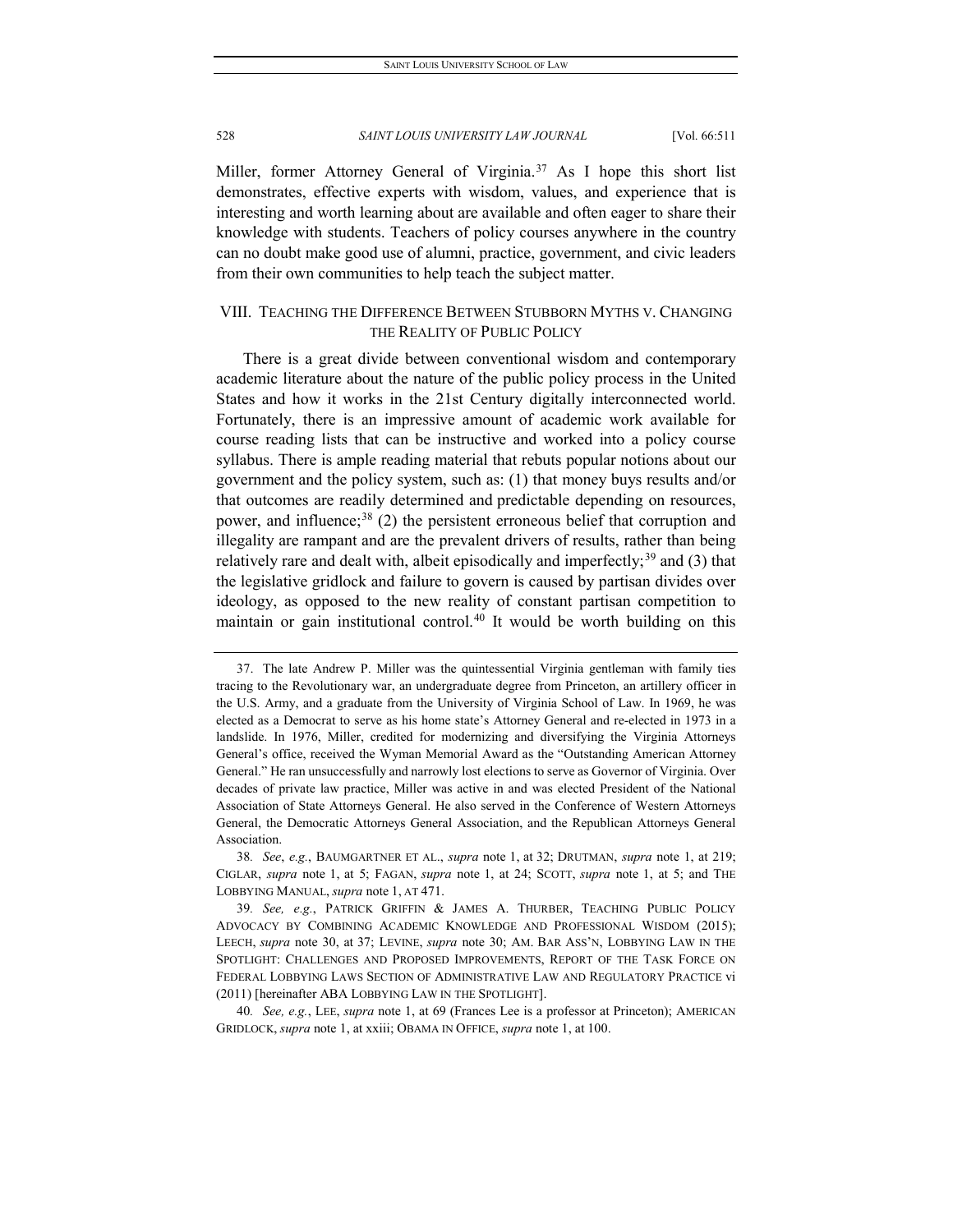Miller, former Attorney General of Virginia.[37] As I hope this short list demonstrates, effective experts with wisdom, values, and experience that is interesting and worth learning about are available and often eager to share their knowledge with students. Teachers of policy courses anywhere in the country can no doubt make good use of alumni, practice, government, and civic leaders from their own communities to help teach the subject matter.

## VIII. TEACHING THE DIFFERENCE BETWEEN STUBBORN MYTHS V. CHANGING THE REALITY OF PUBLIC POLICY

There is a great divide between conventional wisdom and contemporary academic literature about the nature of the public policy process in the United States and how it works in the 21st Century digitally interconnected world. Fortunately, there is an impressive amount of academic work available for course reading lists that can be instructive and worked into a policy course syllabus. There is ample reading material that rebuts popular notions about our government and the policy system, such as: (1) that money buys results and/or that outcomes are readily determined and predictable depending on resources, power, and influence;[38] (2) the persistent erroneous belief that corruption and illegality are rampant and are the prevalent drivers of results, rather than being relatively rare and dealt with, albeit episodically and imperfectly;[39] and (3) that the legislative gridlock and failure to govern is caused by partisan divides over ideology, as opposed to the new reality of constant partisan competition to maintain or gain institutional control.[40] It would be worth building on this

---

37. The late Andrew P. Miller was the quintessential Virginia gentleman with family ties tracing to the Revolutionary war, an undergraduate degree from Princeton, an artillery officer in the U.S. Army, and a graduate from the University of Virginia School of Law. In 1969, he was elected as a Democrat to serve as his home state's Attorney General and re-elected in 1973 in a landslide. In 1976, Miller, credited for modernizing and diversifying the Virginia Attorneys General's office, received the Wyman Memorial Award as the "Outstanding American Attorney General." He ran unsuccessfully and narrowly lost elections to serve as Governor of Virginia. Over decades of private law practice, Miller was active in and was elected President of the National Association of State Attorneys General. He also served in the Conference of Western Attorneys General, the Democratic Attorneys General Association, and the Republican Attorneys General Association.

38. *See*, *e.g.*, BAUMGARTNER ET AL., *supra* note 1, at 32; DRUTMAN, *supra* note 1, at 219; CIGLAR, *supra* note 1, at 5; FAGAN, *supra* note 1, at 24; SCOTT, *supra* note 1, at 5; and THE LOBBYING MANUAL, *supra* note 1, AT 471.

39. *See, e.g.*, PATRICK GRIFFIN & JAMES A. THURBER, TEACHING PUBLIC POLICY ADVOCACY BY COMBINING ACADEMIC KNOWLEDGE AND PROFESSIONAL WISDOM (2015); LEECH, *supra* note 30, at 37; LEVINE, *supra* note 30; AM. BAR ASS'N, LOBBYING LAW IN THE SPOTLIGHT: CHALLENGES AND PROPOSED IMPROVEMENTS, REPORT OF THE TASK FORCE ON FEDERAL LOBBYING LAWS SECTION OF ADMINISTRATIVE LAW AND REGULATORY PRACTICE vi (2011) [hereinafter ABA LOBBYING LAW IN THE SPOTLIGHT].

40. *See, e.g.*, LEE, *supra* note 1, at 69 (Frances Lee is a professor at Princeton); AMERICAN GRIDLOCK, *supra* note 1, at xxiii; OBAMA IN OFFICE, *supra* note 1, at 100.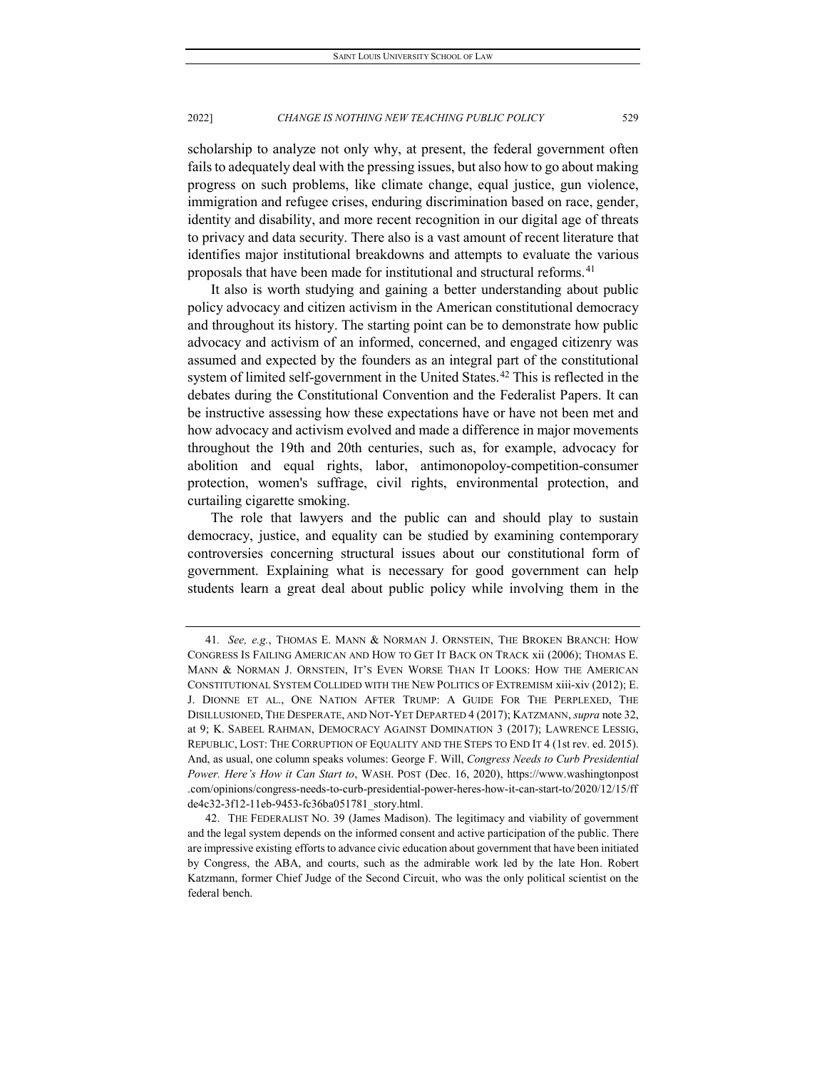scholarship to analyze not only why, at present, the federal government often fails to adequately deal with the pressing issues, but also how to go about making progress on such problems, like climate change, equal justice, gun violence, immigration and refugee crises, enduring discrimination based on race, gender, identity and disability, and more recent recognition in our digital age of threats to privacy and data security. There also is a vast amount of recent literature that identifies major institutional breakdowns and attempts to evaluate the various proposals that have been made for institutional and structural reforms.[41]

It also is worth studying and gaining a better understanding about public policy advocacy and citizen activism in the American constitutional democracy and throughout its history. The starting point can be to demonstrate how public advocacy and activism of an informed, concerned, and engaged citizenry was assumed and expected by the founders as an integral part of the constitutional system of limited self-government in the United States.[42] This is reflected in the debates during the Constitutional Convention and the Federalist Papers. It can be instructive assessing how these expectations have or have not been met and how advocacy and activism evolved and made a difference in major movements throughout the 19th and 20th centuries, such as, for example, advocacy for abolition and equal rights, labor, antimonopoloy-competition-consumer protection, women's suffrage, civil rights, environmental protection, and curtailing cigarette smoking.

The role that lawyers and the public can and should play to sustain democracy, justice, and equality can be studied by examining contemporary controversies concerning structural issues about our constitutional form of government. Explaining what is necessary for good government can help students learn a great deal about public policy while involving them in the

---

41. *See, e.g.*, THOMAS E. MANN & NORMAN J. ORNSTEIN, THE BROKEN BRANCH: HOW CONGRESS IS FAILING AMERICAN AND HOW TO GET IT BACK ON TRACK xii (2006); THOMAS E. MANN & NORMAN J. ORNSTEIN, IT'S EVEN WORSE THAN IT LOOKS: HOW THE AMERICAN CONSTITUTIONAL SYSTEM COLLIDED WITH THE NEW POLITICS OF EXTREMISM xiii-xiv (2012); E. J. DIONNE ET AL., ONE NATION AFTER TRUMP: A GUIDE FOR THE PERPLEXED, THE DISILLUSIONED, THE DESPERATE, AND NOT-YET DEPARTED 4 (2017); KATZMANN, *supra* note 32, at 9; K. SABEEL RAHMAN, DEMOCRACY AGAINST DOMINATION 3 (2017); LAWRENCE LESSIG, REPUBLIC, LOST: THE CORRUPTION OF EQUALITY AND THE STEPS TO END IT 4 (1st rev. ed. 2015). And, as usual, one column speaks volumes: George F. Will, *Congress Needs to Curb Presidential Power. Here's How it Can Start to*, WASH. POST (Dec. 16, 2020), https://www.washingtonpost.com/opinions/congress-needs-to-curb-presidential-power-heres-how-it-can-start-to/2020/12/15/ffde4c32-3f12-11eb-9453-fc36ba051781_story.html.

42. THE FEDERALIST NO. 39 (James Madison). The legitimacy and viability of government and the legal system depends on the informed consent and active participation of the public. There are impressive existing efforts to advance civic education about government that have been initiated by Congress, the ABA, and courts, such as the admirable work led by the late Hon. Robert Katzmann, former Chief Judge of the Second Circuit, who was the only political scientist on the federal bench.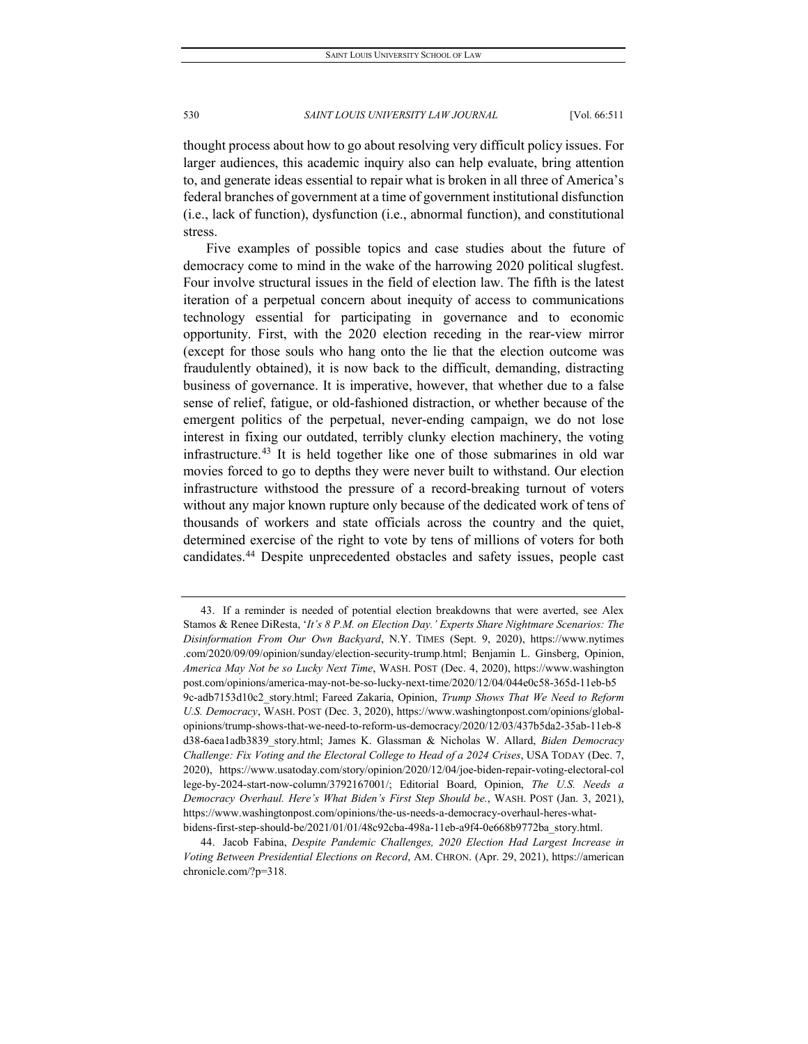thought process about how to go about resolving very difficult policy issues. For larger audiences, this academic inquiry also can help evaluate, bring attention to, and generate ideas essential to repair what is broken in all three of America's federal branches of government at a time of government institutional disfunction (i.e., lack of function), dysfunction (i.e., abnormal function), and constitutional stress.

Five examples of possible topics and case studies about the future of democracy come to mind in the wake of the harrowing 2020 political slugfest. Four involve structural issues in the field of election law. The fifth is the latest iteration of a perpetual concern about inequity of access to communications technology essential for participating in governance and to economic opportunity. First, with the 2020 election receding in the rear-view mirror (except for those souls who hang onto the lie that the election outcome was fraudulently obtained), it is now back to the difficult, demanding, distracting business of governance. It is imperative, however, that whether due to a false sense of relief, fatigue, or old-fashioned distraction, or whether because of the emergent politics of the perpetual, never-ending campaign, we do not lose interest in fixing our outdated, terribly clunky election machinery, the voting infrastructure.[43] It is held together like one of those submarines in old war movies forced to go to depths they were never built to withstand. Our election infrastructure withstood the pressure of a record-breaking turnout of voters without any major known rupture only because of the dedicated work of tens of thousands of workers and state officials across the country and the quiet, determined exercise of the right to vote by tens of millions of voters for both candidates.[44] Despite unprecedented obstacles and safety issues, people cast

---

43. If a reminder is needed of potential election breakdowns that were averted, see Alex Stamos & Renee DiResta, '*It's 8 P.M. on Election Day.' Experts Share Nightmare Scenarios: The Disinformation From Our Own Backyard*, N.Y. TIMES (Sept. 9, 2020), https://www.nytimes.com/2020/09/09/opinion/sunday/election-security-trump.html; Benjamin L. Ginsberg, Opinion, *America May Not be so Lucky Next Time*, WASH. POST (Dec. 4, 2020), https://www.washingtonpost.com/opinions/america-may-not-be-so-lucky-next-time/2020/12/04/044e0c58-365d-11eb-b59c-adb7153d10c2_story.html; Fareed Zakaria, Opinion, *Trump Shows That We Need to Reform U.S. Democracy*, WASH. POST (Dec. 3, 2020), https://www.washingtonpost.com/opinions/global-opinions/trump-shows-that-we-need-to-reform-us-democracy/2020/12/03/437b5da2-35ab-11eb-8d38-6aea1adb3839_story.html; James K. Glassman & Nicholas W. Allard, *Biden Democracy Challenge: Fix Voting and the Electoral College to Head of a 2024 Crises*, USA TODAY (Dec. 7, 2020), https://www.usatoday.com/story/opinion/2020/12/04/joe-biden-repair-voting-electoral-college-by-2024-start-now-column/3792167001/; Editorial Board, Opinion, *The U.S. Needs a Democracy Overhaul. Here's What Biden's First Step Should be.*, WASH. POST (Jan. 3, 2021), https://www.washingtonpost.com/opinions/the-us-needs-a-democracy-overhaul-heres-what-bidens-first-step-should-be/2021/01/01/48c92cba-498a-11eb-a9f4-0e668b9772ba_story.html.

44. Jacob Fabina, *Despite Pandemic Challenges, 2020 Election Had Largest Increase in Voting Between Presidential Elections on Record*, AM. CHRON. (Apr. 29, 2021), https://americanchronicle.com/?p=318.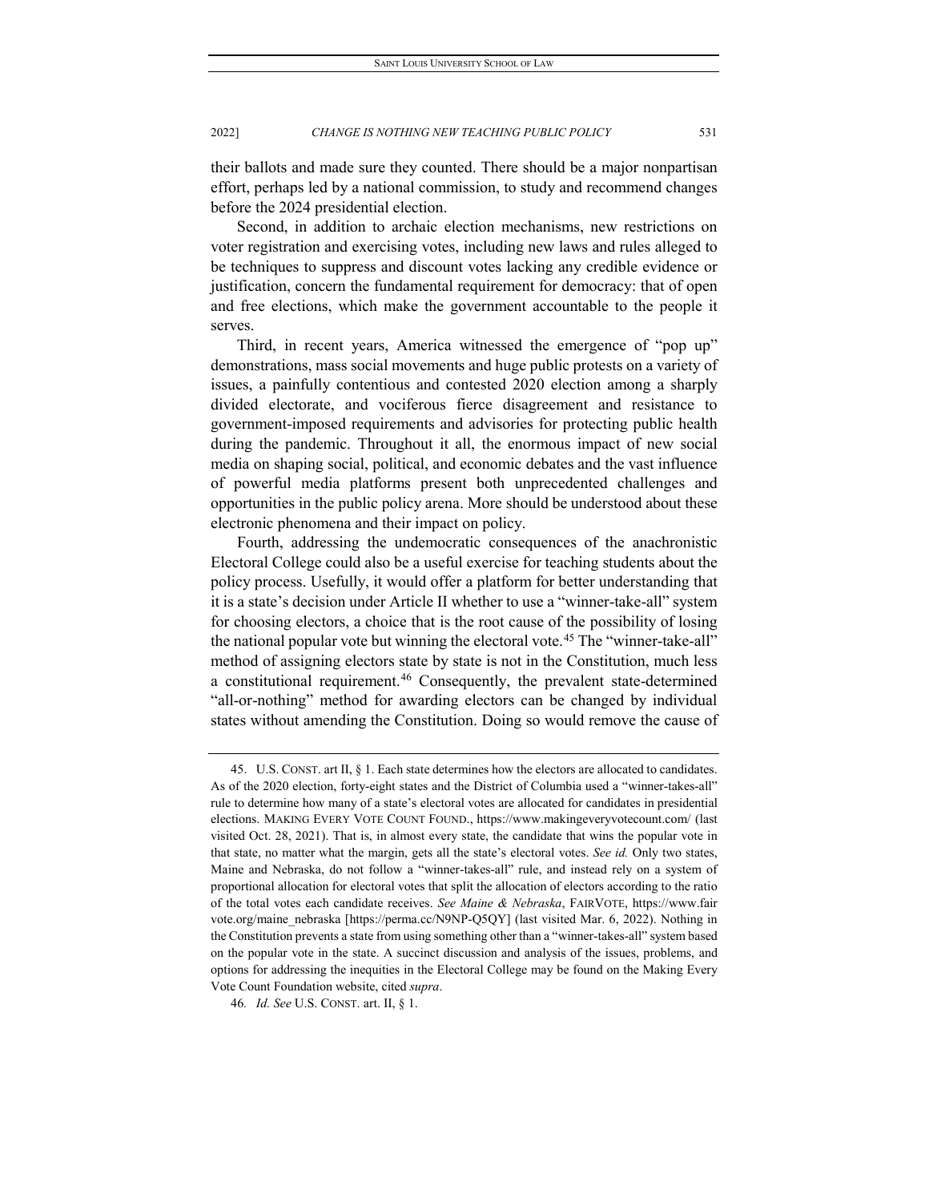their ballots and made sure they counted. There should be a major nonpartisan effort, perhaps led by a national commission, to study and recommend changes before the 2024 presidential election.

Second, in addition to archaic election mechanisms, new restrictions on voter registration and exercising votes, including new laws and rules alleged to be techniques to suppress and discount votes lacking any credible evidence or justification, concern the fundamental requirement for democracy: that of open and free elections, which make the government accountable to the people it serves.

Third, in recent years, America witnessed the emergence of "pop up" demonstrations, mass social movements and huge public protests on a variety of issues, a painfully contentious and contested 2020 election among a sharply divided electorate, and vociferous fierce disagreement and resistance to government-imposed requirements and advisories for protecting public health during the pandemic. Throughout it all, the enormous impact of new social media on shaping social, political, and economic debates and the vast influence of powerful media platforms present both unprecedented challenges and opportunities in the public policy arena. More should be understood about these electronic phenomena and their impact on policy.

Fourth, addressing the undemocratic consequences of the anachronistic Electoral College could also be a useful exercise for teaching students about the policy process. Usefully, it would offer a platform for better understanding that it is a state's decision under Article II whether to use a "winner-take-all" system for choosing electors, a choice that is the root cause of the possibility of losing the national popular vote but winning the electoral vote.[45] The "winner-take-all" method of assigning electors state by state is not in the Constitution, much less a constitutional requirement.[46] Consequently, the prevalent state-determined "all-or-nothing" method for awarding electors can be changed by individual states without amending the Constitution. Doing so would remove the cause of

---

45. U.S. CONST. art II, § 1. Each state determines how the electors are allocated to candidates. As of the 2020 election, forty-eight states and the District of Columbia used a "winner-takes-all" rule to determine how many of a state's electoral votes are allocated for candidates in presidential elections. MAKING EVERY VOTE COUNT FOUND., https://www.makingeveryvotecount.com/ (last visited Oct. 28, 2021). That is, in almost every state, the candidate that wins the popular vote in that state, no matter what the margin, gets all the state's electoral votes. *See id.* Only two states, Maine and Nebraska, do not follow a "winner-takes-all" rule, and instead rely on a system of proportional allocation for electoral votes that split the allocation of electors according to the ratio of the total votes each candidate receives. *See Maine & Nebraska*, FAIRVOTE, https://www.fairvote.org/maine_nebraska [https://perma.cc/N9NP-Q5QY] (last visited Mar. 6, 2022). Nothing in the Constitution prevents a state from using something other than a "winner-takes-all" system based on the popular vote in the state. A succinct discussion and analysis of the issues, problems, and options for addressing the inequities in the Electoral College may be found on the Making Every Vote Count Foundation website, cited *supra*.

46. *Id. See* U.S. CONST. art. II, § 1.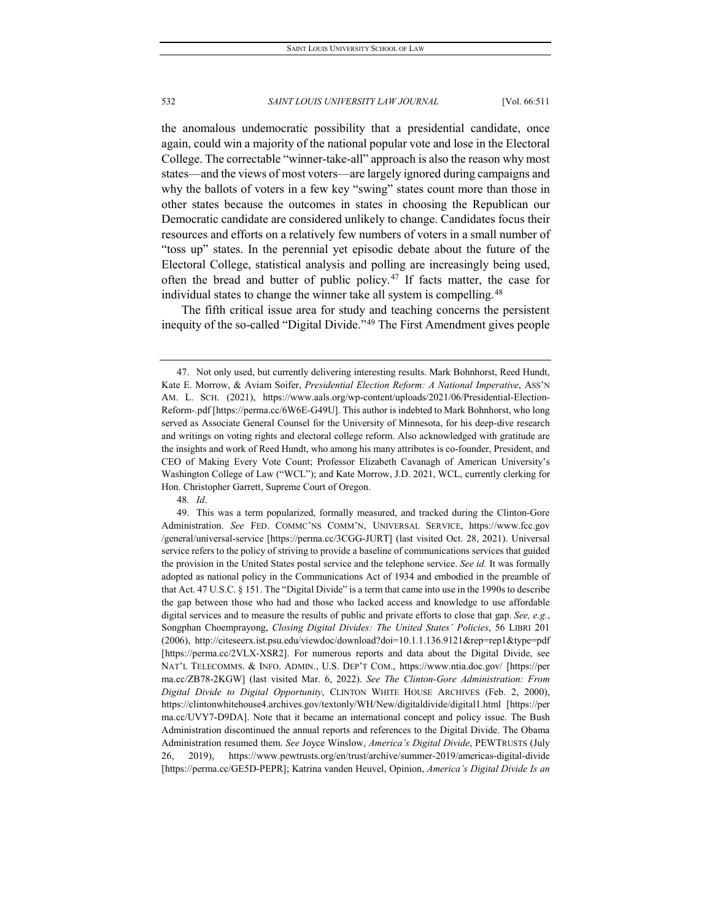the anomalous undemocratic possibility that a presidential candidate, once again, could win a majority of the national popular vote and lose in the Electoral College. The correctable "winner-take-all" approach is also the reason why most states—and the views of most voters—are largely ignored during campaigns and why the ballots of voters in a few key "swing" states count more than those in other states because the outcomes in states in choosing the Republican our Democratic candidate are considered unlikely to change. Candidates focus their resources and efforts on a relatively few numbers of voters in a small number of "toss up" states. In the perennial yet episodic debate about the future of the Electoral College, statistical analysis and polling are increasingly being used, often the bread and butter of public policy.[47] If facts matter, the case for individual states to change the winner take all system is compelling.[48]

The fifth critical issue area for study and teaching concerns the persistent inequity of the so-called "Digital Divide."[49] The First Amendment gives people

---

47. Not only used, but currently delivering interesting results. Mark Bohnhorst, Reed Hundt, Kate E. Morrow, & Aviam Soifer, *Presidential Election Reform: A National Imperative*, ASS'N AM. L. SCH. (2021), https://www.aals.org/wp-content/uploads/2021/06/Presidential-Election-Reform-.pdf [https://perma.cc/6W6E-G49U]. This author is indebted to Mark Bohnhorst, who long served as Associate General Counsel for the University of Minnesota, for his deep-dive research and writings on voting rights and electoral college reform. Also acknowledged with gratitude are the insights and work of Reed Hundt, who among his many attributes is co-founder, President, and CEO of Making Every Vote Count; Professor Elizabeth Cavanagh of American University's Washington College of Law ("WCL"); and Kate Morrow, J.D. 2021, WCL, currently clerking for Hon. Christopher Garrett, Supreme Court of Oregon.

48. *Id*.

49. This was a term popularized, formally measured, and tracked during the Clinton-Gore Administration. *See* FED. COMMC'NS COMM'N, UNIVERSAL SERVICE, https://www.fcc.gov/general/universal-service [https://perma.cc/3CGG-JURT] (last visited Oct. 28, 2021). Universal service refers to the policy of striving to provide a baseline of communications services that guided the provision in the United States postal service and the telephone service. *See id.* It was formally adopted as national policy in the Communications Act of 1934 and embodied in the preamble of that Act. 47 U.S.C. § 151. The "Digital Divide" is a term that came into use in the 1990s to describe the gap between those who had and those who lacked access and knowledge to use affordable digital services and to measure the results of public and private efforts to close that gap. *See, e.g.*, Songphan Choemprayong, *Closing Digital Divides: The United States' Policies*, 56 LIBRI 201 (2006), http://citeseerx.ist.psu.edu/viewdoc/download?doi=10.1.1.136.9121&rep=rep1&type=pdf [https://perma.cc/2VLX-XSR2]. For numerous reports and data about the Digital Divide, see NAT'L TELECOMMS. & INFO. ADMIN., U.S. DEP'T COM., https://www.ntia.doc.gov/ [https://perma.cc/ZB78-2KGW] (last visited Mar. 6, 2022). *See The Clinton-Gore Administration: From Digital Divide to Digital Opportunity*, CLINTON WHITE HOUSE ARCHIVES (Feb. 2, 2000), https://clintonwhitehouse4.archives.gov/textonly/WH/New/digitaldivide/digital1.html [https://perma.cc/UVY7-D9DA]. Note that it became an international concept and policy issue. The Bush Administration discontinued the annual reports and references to the Digital Divide. The Obama Administration resumed them. *See* Joyce Winslow, *America's Digital Divide*, PEWTRUSTS (July 26, 2019), https://www.pewtrusts.org/en/trust/archive/summer-2019/americas-digital-divide [https://perma.cc/GE5D-PEPR]; Katrina vanden Heuvel, Opinion, *America's Digital Divide Is an*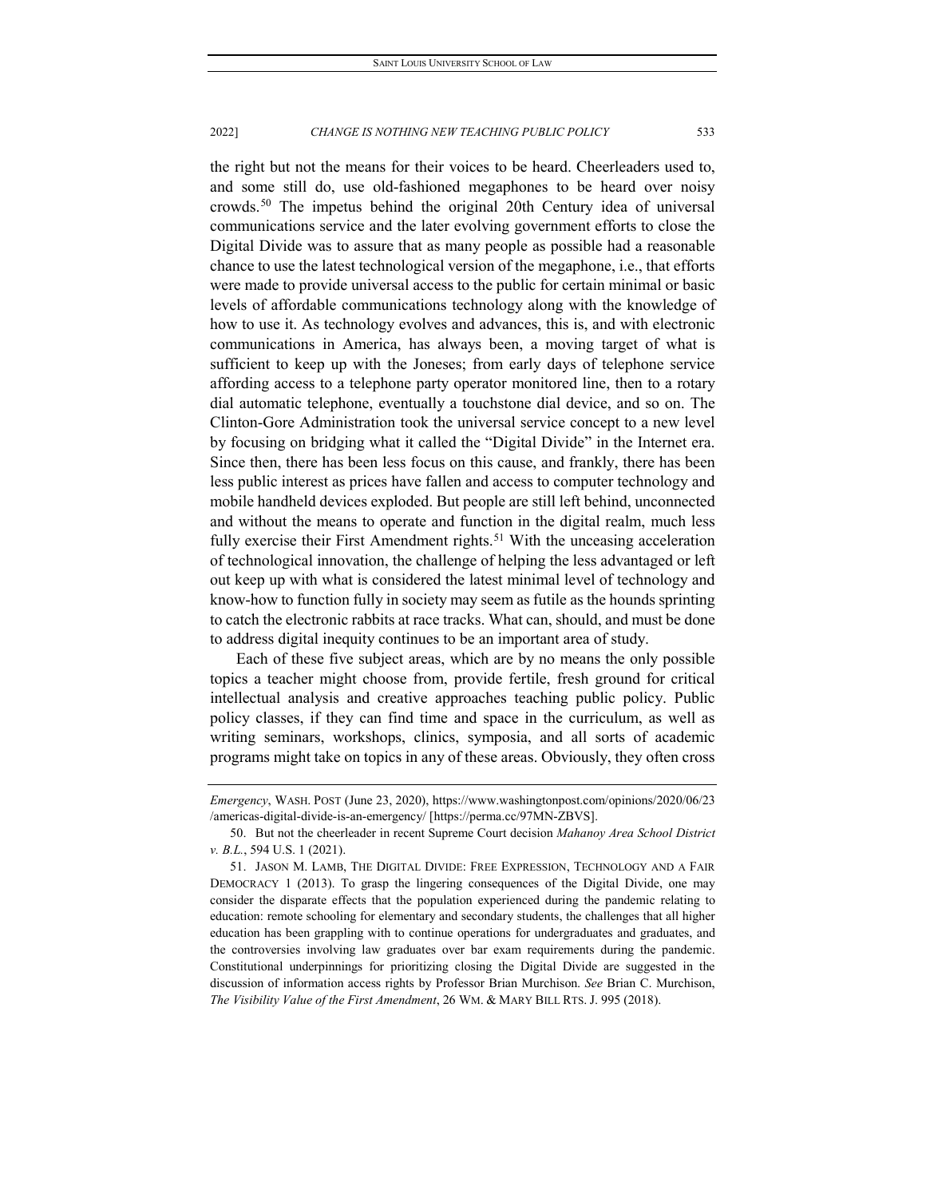the right but not the means for their voices to be heard. Cheerleaders used to, and some still do, use old-fashioned megaphones to be heard over noisy crowds.[50] The impetus behind the original 20th Century idea of universal communications service and the later evolving government efforts to close the Digital Divide was to assure that as many people as possible had a reasonable chance to use the latest technological version of the megaphone, i.e., that efforts were made to provide universal access to the public for certain minimal or basic levels of affordable communications technology along with the knowledge of how to use it. As technology evolves and advances, this is, and with electronic communications in America, has always been, a moving target of what is sufficient to keep up with the Joneses; from early days of telephone service affording access to a telephone party operator monitored line, then to a rotary dial automatic telephone, eventually a touchstone dial device, and so on. The Clinton-Gore Administration took the universal service concept to a new level by focusing on bridging what it called the "Digital Divide" in the Internet era. Since then, there has been less focus on this cause, and frankly, there has been less public interest as prices have fallen and access to computer technology and mobile handheld devices exploded. But people are still left behind, unconnected and without the means to operate and function in the digital realm, much less fully exercise their First Amendment rights.[51] With the unceasing acceleration of technological innovation, the challenge of helping the less advantaged or left out keep up with what is considered the latest minimal level of technology and know-how to function fully in society may seem as futile as the hounds sprinting to catch the electronic rabbits at race tracks. What can, should, and must be done to address digital inequity continues to be an important area of study.

Each of these five subject areas, which are by no means the only possible topics a teacher might choose from, provide fertile, fresh ground for critical intellectual analysis and creative approaches teaching public policy. Public policy classes, if they can find time and space in the curriculum, as well as writing seminars, workshops, clinics, symposia, and all sorts of academic programs might take on topics in any of these areas. Obviously, they often cross

---

*Emergency*, WASH. POST (June 23, 2020), https://www.washingtonpost.com/opinions/2020/06/23/americas-digital-divide-is-an-emergency/ [https://perma.cc/97MN-ZBVS].

50. But not the cheerleader in recent Supreme Court decision *Mahanoy Area School District v. B.L.*, 594 U.S. 1 (2021).

51. JASON M. LAMB, THE DIGITAL DIVIDE: FREE EXPRESSION, TECHNOLOGY AND A FAIR DEMOCRACY 1 (2013). To grasp the lingering consequences of the Digital Divide, one may consider the disparate effects that the population experienced during the pandemic relating to education: remote schooling for elementary and secondary students, the challenges that all higher education has been grappling with to continue operations for undergraduates and graduates, and the controversies involving law graduates over bar exam requirements during the pandemic. Constitutional underpinnings for prioritizing closing the Digital Divide are suggested in the discussion of information access rights by Professor Brian Murchison. *See* Brian C. Murchison, *The Visibility Value of the First Amendment*, 26 WM. & MARY BILL RTS. J. 995 (2018).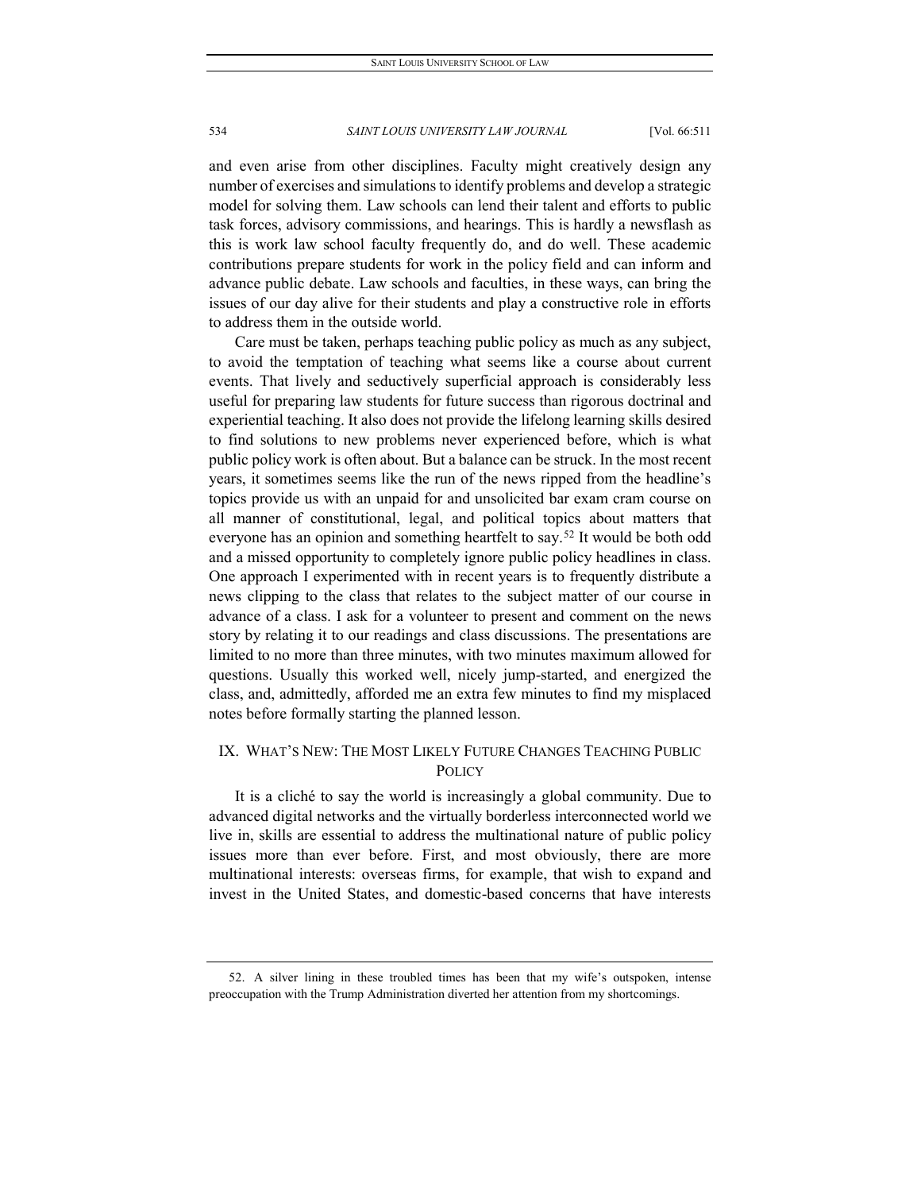and even arise from other disciplines. Faculty might creatively design any number of exercises and simulations to identify problems and develop a strategic model for solving them. Law schools can lend their talent and efforts to public task forces, advisory commissions, and hearings. This is hardly a newsflash as this is work law school faculty frequently do, and do well. These academic contributions prepare students for work in the policy field and can inform and advance public debate. Law schools and faculties, in these ways, can bring the issues of our day alive for their students and play a constructive role in efforts to address them in the outside world.

Care must be taken, perhaps teaching public policy as much as any subject, to avoid the temptation of teaching what seems like a course about current events. That lively and seductively superficial approach is considerably less useful for preparing law students for future success than rigorous doctrinal and experiential teaching. It also does not provide the lifelong learning skills desired to find solutions to new problems never experienced before, which is what public policy work is often about. But a balance can be struck. In the most recent years, it sometimes seems like the run of the news ripped from the headline's topics provide us with an unpaid for and unsolicited bar exam cram course on all manner of constitutional, legal, and political topics about matters that everyone has an opinion and something heartfelt to say.[52] It would be both odd and a missed opportunity to completely ignore public policy headlines in class. One approach I experimented with in recent years is to frequently distribute a news clipping to the class that relates to the subject matter of our course in advance of a class. I ask for a volunteer to present and comment on the news story by relating it to our readings and class discussions. The presentations are limited to no more than three minutes, with two minutes maximum allowed for questions. Usually this worked well, nicely jump-started, and energized the class, and, admittedly, afforded me an extra few minutes to find my misplaced notes before formally starting the planned lesson.

## IX. What's New: The Most Likely Future Changes Teaching Public Policy

It is a cliché to say the world is increasingly a global community. Due to advanced digital networks and the virtually borderless interconnected world we live in, skills are essential to address the multinational nature of public policy issues more than ever before. First, and most obviously, there are more multinational interests: overseas firms, for example, that wish to expand and invest in the United States, and domestic-based concerns that have interests

---

52. A silver lining in these troubled times has been that my wife's outspoken, intense preoccupation with the Trump Administration diverted her attention from my shortcomings.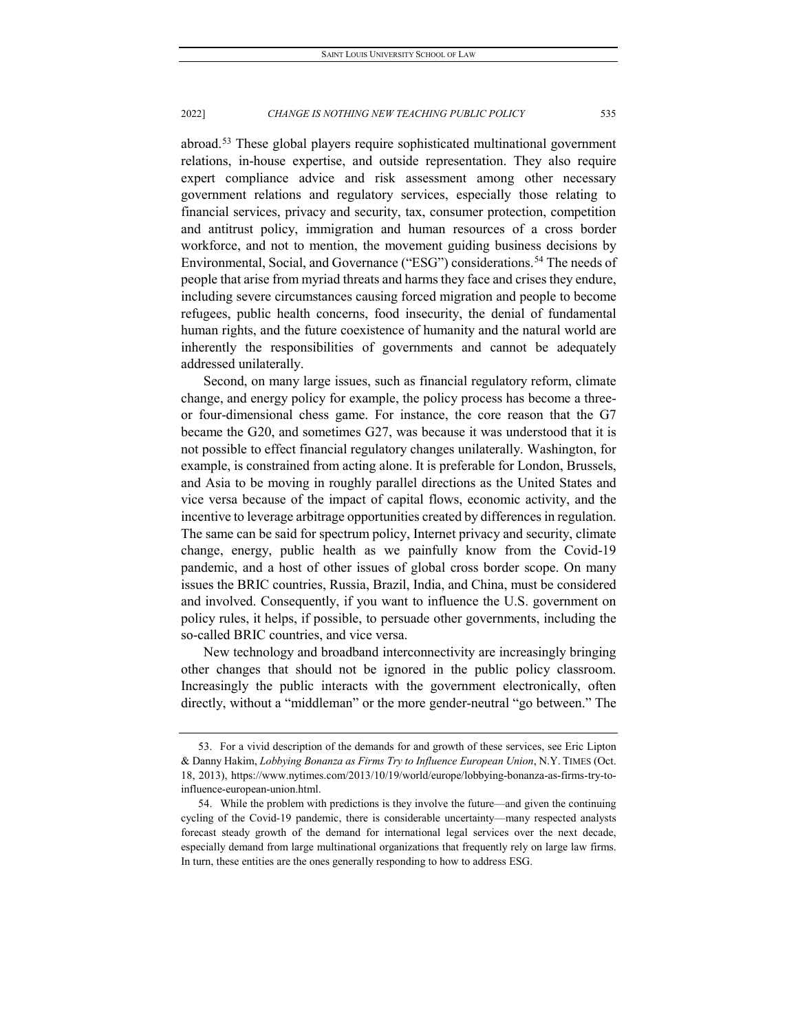abroad.[53] These global players require sophisticated multinational government relations, in-house expertise, and outside representation. They also require expert compliance advice and risk assessment among other necessary government relations and regulatory services, especially those relating to financial services, privacy and security, tax, consumer protection, competition and antitrust policy, immigration and human resources of a cross border workforce, and not to mention, the movement guiding business decisions by Environmental, Social, and Governance ("ESG") considerations.[54] The needs of people that arise from myriad threats and harms they face and crises they endure, including severe circumstances causing forced migration and people to become refugees, public health concerns, food insecurity, the denial of fundamental human rights, and the future coexistence of humanity and the natural world are inherently the responsibilities of governments and cannot be adequately addressed unilaterally.

Second, on many large issues, such as financial regulatory reform, climate change, and energy policy for example, the policy process has become a three- or four-dimensional chess game. For instance, the core reason that the G7 became the G20, and sometimes G27, was because it was understood that it is not possible to effect financial regulatory changes unilaterally. Washington, for example, is constrained from acting alone. It is preferable for London, Brussels, and Asia to be moving in roughly parallel directions as the United States and vice versa because of the impact of capital flows, economic activity, and the incentive to leverage arbitrage opportunities created by differences in regulation. The same can be said for spectrum policy, Internet privacy and security, climate change, energy, public health as we painfully know from the Covid-19 pandemic, and a host of other issues of global cross border scope. On many issues the BRIC countries, Russia, Brazil, India, and China, must be considered and involved. Consequently, if you want to influence the U.S. government on policy rules, it helps, if possible, to persuade other governments, including the so-called BRIC countries, and vice versa.

New technology and broadband interconnectivity are increasingly bringing other changes that should not be ignored in the public policy classroom. Increasingly the public interacts with the government electronically, often directly, without a "middleman" or the more gender-neutral "go between." The

---

53. For a vivid description of the demands for and growth of these services, see Eric Lipton & Danny Hakim, *Lobbying Bonanza as Firms Try to Influence European Union*, N.Y. TIMES (Oct. 18, 2013), https://www.nytimes.com/2013/10/19/world/europe/lobbying-bonanza-as-firms-try-to-influence-european-union.html.

54. While the problem with predictions is they involve the future—and given the continuing cycling of the Covid-19 pandemic, there is considerable uncertainty—many respected analysts forecast steady growth of the demand for international legal services over the next decade, especially demand from large multinational organizations that frequently rely on large law firms. In turn, these entities are the ones generally responding to how to address ESG.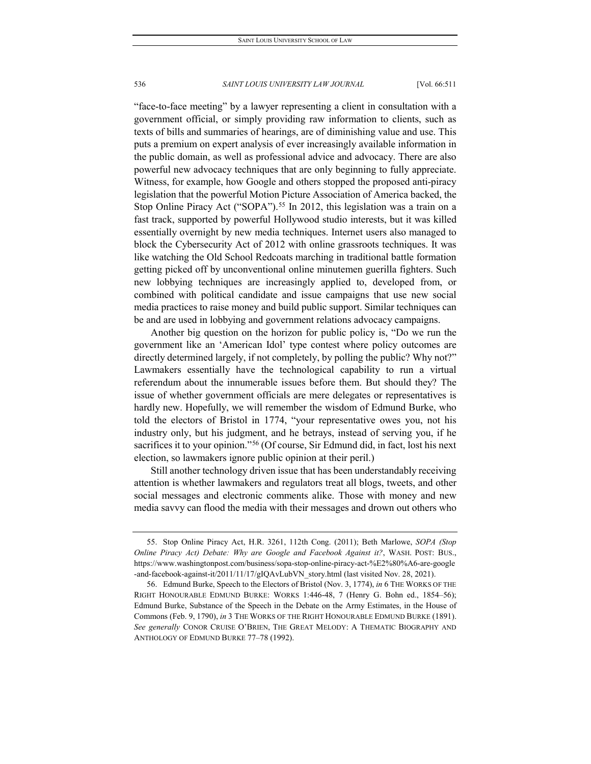"face-to-face meeting" by a lawyer representing a client in consultation with a government official, or simply providing raw information to clients, such as texts of bills and summaries of hearings, are of diminishing value and use. This puts a premium on expert analysis of ever increasingly available information in the public domain, as well as professional advice and advocacy. There are also powerful new advocacy techniques that are only beginning to fully appreciate. Witness, for example, how Google and others stopped the proposed anti-piracy legislation that the powerful Motion Picture Association of America backed, the Stop Online Piracy Act ("SOPA").[55] In 2012, this legislation was a train on a fast track, supported by powerful Hollywood studio interests, but it was killed essentially overnight by new media techniques. Internet users also managed to block the Cybersecurity Act of 2012 with online grassroots techniques. It was like watching the Old School Redcoats marching in traditional battle formation getting picked off by unconventional online minutemen guerilla fighters. Such new lobbying techniques are increasingly applied to, developed from, or combined with political candidate and issue campaigns that use new social media practices to raise money and build public support. Similar techniques can be and are used in lobbying and government relations advocacy campaigns.

Another big question on the horizon for public policy is, "Do we run the government like an 'American Idol' type contest where policy outcomes are directly determined largely, if not completely, by polling the public? Why not?" Lawmakers essentially have the technological capability to run a virtual referendum about the innumerable issues before them. But should they? The issue of whether government officials are mere delegates or representatives is hardly new. Hopefully, we will remember the wisdom of Edmund Burke, who told the electors of Bristol in 1774, "your representative owes you, not his industry only, but his judgment, and he betrays, instead of serving you, if he sacrifices it to your opinion."[56] (Of course, Sir Edmund did, in fact, lost his next election, so lawmakers ignore public opinion at their peril.)

Still another technology driven issue that has been understandably receiving attention is whether lawmakers and regulators treat all blogs, tweets, and other social messages and electronic comments alike. Those with money and new media savvy can flood the media with their messages and drown out others who

---

55. Stop Online Piracy Act, H.R. 3261, 112th Cong. (2011); Beth Marlowe, *SOPA (Stop Online Piracy Act) Debate: Why are Google and Facebook Against it?*, WASH. POST: BUS., https://www.washingtonpost.com/business/sopa-stop-online-piracy-act-%E2%80%A6-are-google-and-facebook-against-it/2011/11/17/gIQAvLubVN_story.html (last visited Nov. 28, 2021).

56. Edmund Burke, Speech to the Electors of Bristol (Nov. 3, 1774), *in* 6 THE WORKS OF THE RIGHT HONOURABLE EDMUND BURKE: WORKS 1:446-48, 7 (Henry G. Bohn ed., 1854–56); Edmund Burke, Substance of the Speech in the Debate on the Army Estimates, in the House of Commons (Feb. 9, 1790), *in* 3 THE WORKS OF THE RIGHT HONOURABLE EDMUND BURKE (1891). *See generally* CONOR CRUISE O'BRIEN, THE GREAT MELODY: A THEMATIC BIOGRAPHY AND ANTHOLOGY OF EDMUND BURKE 77–78 (1992).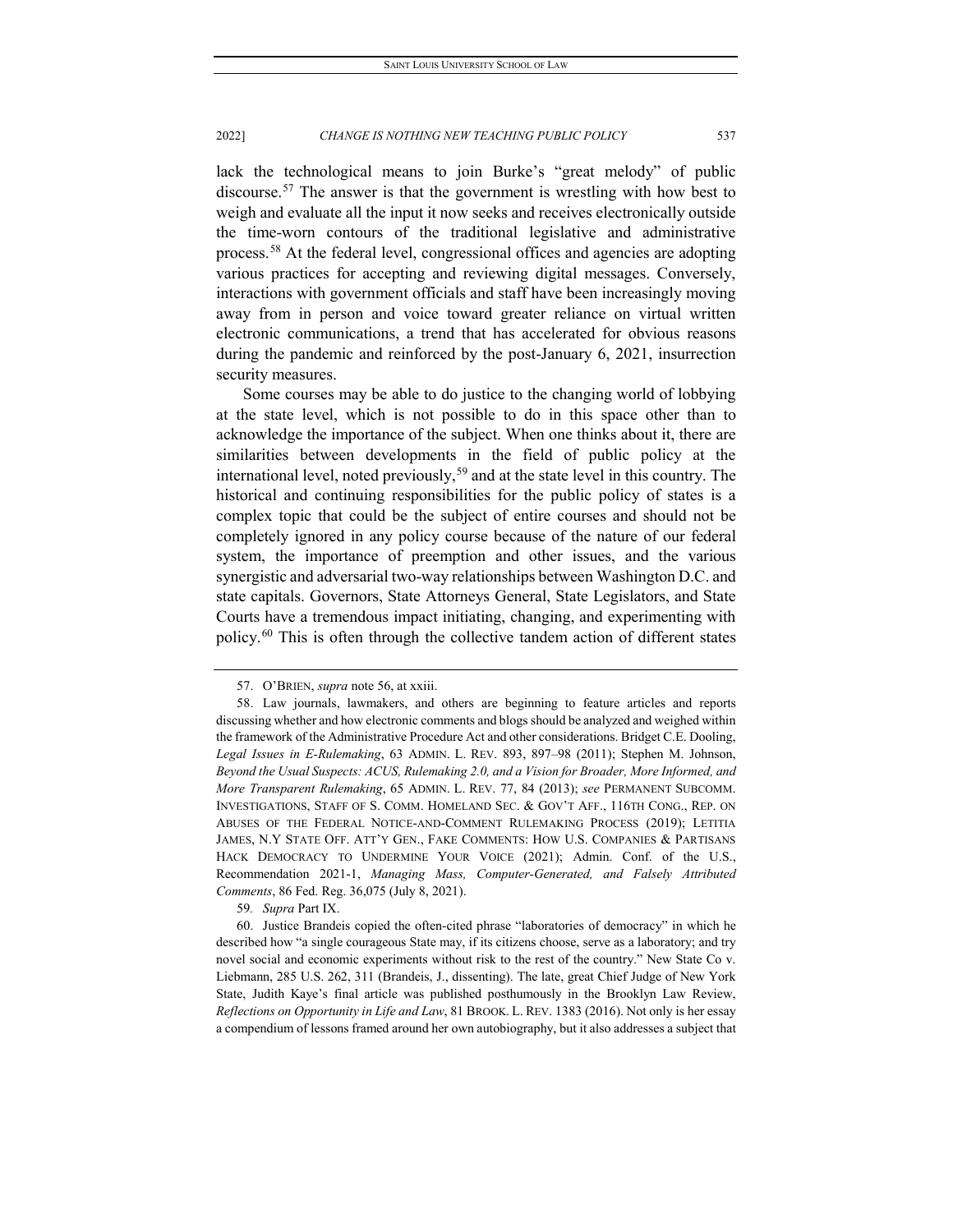lack the technological means to join Burke's "great melody" of public discourse.[57] The answer is that the government is wrestling with how best to weigh and evaluate all the input it now seeks and receives electronically outside the time-worn contours of the traditional legislative and administrative process.[58] At the federal level, congressional offices and agencies are adopting various practices for accepting and reviewing digital messages. Conversely, interactions with government officials and staff have been increasingly moving away from in person and voice toward greater reliance on virtual written electronic communications, a trend that has accelerated for obvious reasons during the pandemic and reinforced by the post-January 6, 2021, insurrection security measures.

Some courses may be able to do justice to the changing world of lobbying at the state level, which is not possible to do in this space other than to acknowledge the importance of the subject. When one thinks about it, there are similarities between developments in the field of public policy at the international level, noted previously,[59] and at the state level in this country. The historical and continuing responsibilities for the public policy of states is a complex topic that could be the subject of entire courses and should not be completely ignored in any policy course because of the nature of our federal system, the importance of preemption and other issues, and the various synergistic and adversarial two-way relationships between Washington D.C. and state capitals. Governors, State Attorneys General, State Legislators, and State Courts have a tremendous impact initiating, changing, and experimenting with policy.[60] This is often through the collective tandem action of different states

---

57. O'BRIEN, *supra* note 56, at xxiii.

58. Law journals, lawmakers, and others are beginning to feature articles and reports discussing whether and how electronic comments and blogs should be analyzed and weighed within the framework of the Administrative Procedure Act and other considerations. Bridget C.E. Dooling, *Legal Issues in E-Rulemaking*, 63 ADMIN. L. REV. 893, 897–98 (2011); Stephen M. Johnson, *Beyond the Usual Suspects: ACUS, Rulemaking 2.0, and a Vision for Broader, More Informed, and More Transparent Rulemaking*, 65 ADMIN. L. REV. 77, 84 (2013); *see* PERMANENT SUBCOMM. INVESTIGATIONS, STAFF OF S. COMM. HOMELAND SEC. & GOV'T AFF., 116TH CONG., REP. ON ABUSES OF THE FEDERAL NOTICE-AND-COMMENT RULEMAKING PROCESS (2019); LETITIA JAMES, N.Y STATE OFF. ATT'Y GEN., FAKE COMMENTS: HOW U.S. COMPANIES & PARTISANS HACK DEMOCRACY TO UNDERMINE YOUR VOICE (2021); Admin. Conf. of the U.S., Recommendation 2021-1, *Managing Mass, Computer-Generated, and Falsely Attributed Comments*, 86 Fed. Reg. 36,075 (July 8, 2021).

59. *Supra* Part IX.

60. Justice Brandeis copied the often-cited phrase "laboratories of democracy" in which he described how "a single courageous State may, if its citizens choose, serve as a laboratory; and try novel social and economic experiments without risk to the rest of the country." New State Co v. Liebmann, 285 U.S. 262, 311 (Brandeis, J., dissenting). The late, great Chief Judge of New York State, Judith Kaye's final article was published posthumously in the Brooklyn Law Review, *Reflections on Opportunity in Life and Law*, 81 BROOK. L. REV. 1383 (2016). Not only is her essay a compendium of lessons framed around her own autobiography, but it also addresses a subject that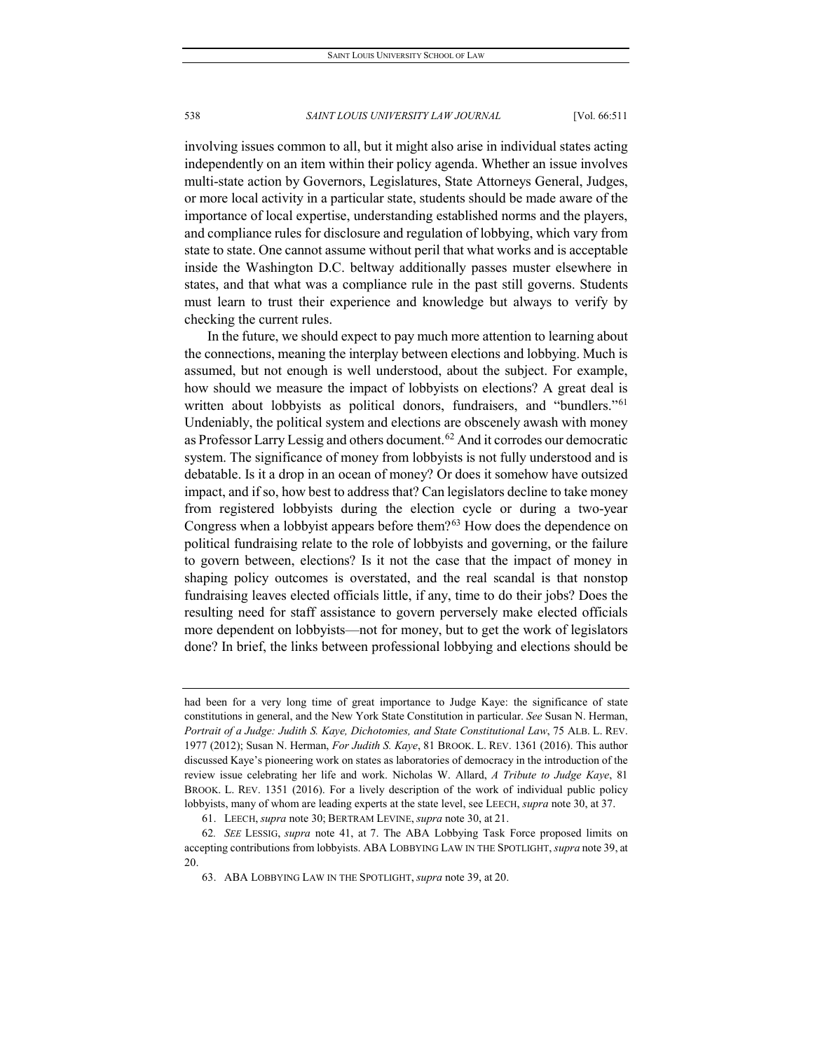involving issues common to all, but it might also arise in individual states acting independently on an item within their policy agenda. Whether an issue involves multi-state action by Governors, Legislatures, State Attorneys General, Judges, or more local activity in a particular state, students should be made aware of the importance of local expertise, understanding established norms and the players, and compliance rules for disclosure and regulation of lobbying, which vary from state to state. One cannot assume without peril that what works and is acceptable inside the Washington D.C. beltway additionally passes muster elsewhere in states, and that what was a compliance rule in the past still governs. Students must learn to trust their experience and knowledge but always to verify by checking the current rules.

In the future, we should expect to pay much more attention to learning about the connections, meaning the interplay between elections and lobbying. Much is assumed, but not enough is well understood, about the subject. For example, how should we measure the impact of lobbyists on elections? A great deal is written about lobbyists as political donors, fundraisers, and "bundlers."[61] Undeniably, the political system and elections are obscenely awash with money as Professor Larry Lessig and others document.[62] And it corrodes our democratic system. The significance of money from lobbyists is not fully understood and is debatable. Is it a drop in an ocean of money? Or does it somehow have outsized impact, and if so, how best to address that? Can legislators decline to take money from registered lobbyists during the election cycle or during a two-year Congress when a lobbyist appears before them?[63] How does the dependence on political fundraising relate to the role of lobbyists and governing, or the failure to govern between, elections? Is it not the case that the impact of money in shaping policy outcomes is overstated, and the real scandal is that nonstop fundraising leaves elected officials little, if any, time to do their jobs? Does the resulting need for staff assistance to govern perversely make elected officials more dependent on lobbyists—not for money, but to get the work of legislators done? In brief, the links between professional lobbying and elections should be

---

had been for a very long time of great importance to Judge Kaye: the significance of state constitutions in general, and the New York State Constitution in particular. *See* Susan N. Herman, *Portrait of a Judge: Judith S. Kaye, Dichotomies, and State Constitutional Law*, 75 ALB. L. REV. 1977 (2012); Susan N. Herman, *For Judith S. Kaye*, 81 BROOK. L. REV. 1361 (2016). This author discussed Kaye's pioneering work on states as laboratories of democracy in the introduction of the review issue celebrating her life and work. Nicholas W. Allard, *A Tribute to Judge Kaye*, 81 BROOK. L. REV. 1351 (2016). For a lively description of the work of individual public policy lobbyists, many of whom are leading experts at the state level, see LEECH, *supra* note 30, at 37.

61. LEECH, *supra* note 30; BERTRAM LEVINE, *supra* note 30, at 21.

62. *SEE* LESSIG, *supra* note 41, at 7. The ABA Lobbying Task Force proposed limits on accepting contributions from lobbyists. ABA LOBBYING LAW IN THE SPOTLIGHT, *supra* note 39, at 20.

63. ABA LOBBYING LAW IN THE SPOTLIGHT, *supra* note 39, at 20.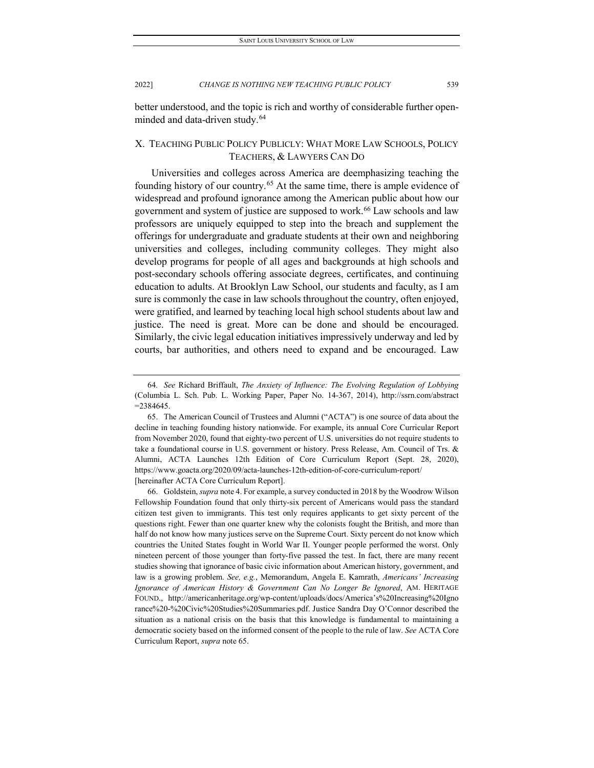better understood, and the topic is rich and worthy of considerable further open-minded and data-driven study.[64]

## X. TEACHING PUBLIC POLICY PUBLICLY: WHAT MORE LAW SCHOOLS, POLICY TEACHERS, & LAWYERS CAN DO

Universities and colleges across America are deemphasizing teaching the founding history of our country.[65] At the same time, there is ample evidence of widespread and profound ignorance among the American public about how our government and system of justice are supposed to work.[66] Law schools and law professors are uniquely equipped to step into the breach and supplement the offerings for undergraduate and graduate students at their own and neighboring universities and colleges, including community colleges. They might also develop programs for people of all ages and backgrounds at high schools and post-secondary schools offering associate degrees, certificates, and continuing education to adults. At Brooklyn Law School, our students and faculty, as I am sure is commonly the case in law schools throughout the country, often enjoyed, were gratified, and learned by teaching local high school students about law and justice. The need is great. More can be done and should be encouraged. Similarly, the civic legal education initiatives impressively underway and led by courts, bar authorities, and others need to expand and be encouraged. Law

---

64. *See* Richard Briffault, *The Anxiety of Influence: The Evolving Regulation of Lobbying* (Columbia L. Sch. Pub. L. Working Paper, Paper No. 14-367, 2014), http://ssrn.com/abstract=2384645.

65. The American Council of Trustees and Alumni ("ACTA") is one source of data about the decline in teaching founding history nationwide. For example, its annual Core Curricular Report from November 2020, found that eighty-two percent of U.S. universities do not require students to take a foundational course in U.S. government or history. Press Release, Am. Council of Trs. & Alumni, ACTA Launches 12th Edition of Core Curriculum Report (Sept. 28, 2020), https://www.goacta.org/2020/09/acta-launches-12th-edition-of-core-curriculum-report/ [hereinafter ACTA Core Curriculum Report].

66. Goldstein, *supra* note 4. For example, a survey conducted in 2018 by the Woodrow Wilson Fellowship Foundation found that only thirty-six percent of Americans would pass the standard citizen test given to immigrants. This test only requires applicants to get sixty percent of the questions right. Fewer than one quarter knew why the colonists fought the British, and more than half do not know how many justices serve on the Supreme Court. Sixty percent do not know which countries the United States fought in World War II. Younger people performed the worst. Only nineteen percent of those younger than forty-five passed the test. In fact, there are many recent studies showing that ignorance of basic civic information about American history, government, and law is a growing problem. *See, e.g.*, Memorandum, Angela E. Kamrath, *Americans' Increasing Ignorance of American History & Government Can No Longer Be Ignored*, AM. HERITAGE FOUND., http://americanheritage.org/wp-content/uploads/docs/America's%20Increasing%20Ignorance%20-%20Civic%20Studies%20Summaries.pdf. Justice Sandra Day O'Connor described the situation as a national crisis on the basis that this knowledge is fundamental to maintaining a democratic society based on the informed consent of the people to the rule of law. *See* ACTA Core Curriculum Report, *supra* note 65.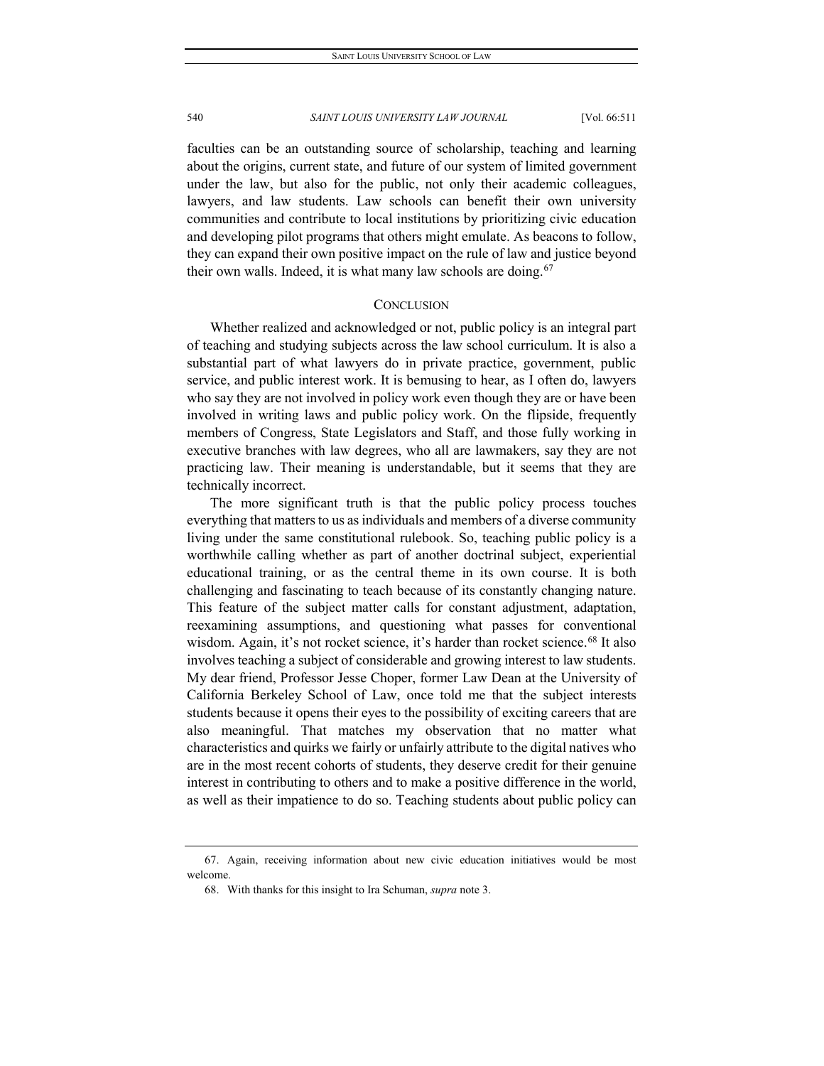faculties can be an outstanding source of scholarship, teaching and learning about the origins, current state, and future of our system of limited government under the law, but also for the public, not only their academic colleagues, lawyers, and law students. Law schools can benefit their own university communities and contribute to local institutions by prioritizing civic education and developing pilot programs that others might emulate. As beacons to follow, they can expand their own positive impact on the rule of law and justice beyond their own walls. Indeed, it is what many law schools are doing.[67]

## CONCLUSION

Whether realized and acknowledged or not, public policy is an integral part of teaching and studying subjects across the law school curriculum. It is also a substantial part of what lawyers do in private practice, government, public service, and public interest work. It is bemusing to hear, as I often do, lawyers who say they are not involved in policy work even though they are or have been involved in writing laws and public policy work. On the flipside, frequently members of Congress, State Legislators and Staff, and those fully working in executive branches with law degrees, who all are lawmakers, say they are not practicing law. Their meaning is understandable, but it seems that they are technically incorrect.

The more significant truth is that the public policy process touches everything that matters to us as individuals and members of a diverse community living under the same constitutional rulebook. So, teaching public policy is a worthwhile calling whether as part of another doctrinal subject, experiential educational training, or as the central theme in its own course. It is both challenging and fascinating to teach because of its constantly changing nature. This feature of the subject matter calls for constant adjustment, adaptation, reexamining assumptions, and questioning what passes for conventional wisdom. Again, it's not rocket science, it's harder than rocket science.[68] It also involves teaching a subject of considerable and growing interest to law students. My dear friend, Professor Jesse Choper, former Law Dean at the University of California Berkeley School of Law, once told me that the subject interests students because it opens their eyes to the possibility of exciting careers that are also meaningful. That matches my observation that no matter what characteristics and quirks we fairly or unfairly attribute to the digital natives who are in the most recent cohorts of students, they deserve credit for their genuine interest in contributing to others and to make a positive difference in the world, as well as their impatience to do so. Teaching students about public policy can

67. Again, receiving information about new civic education initiatives would be most welcome.

68. With thanks for this insight to Ira Schuman, *supra* note 3.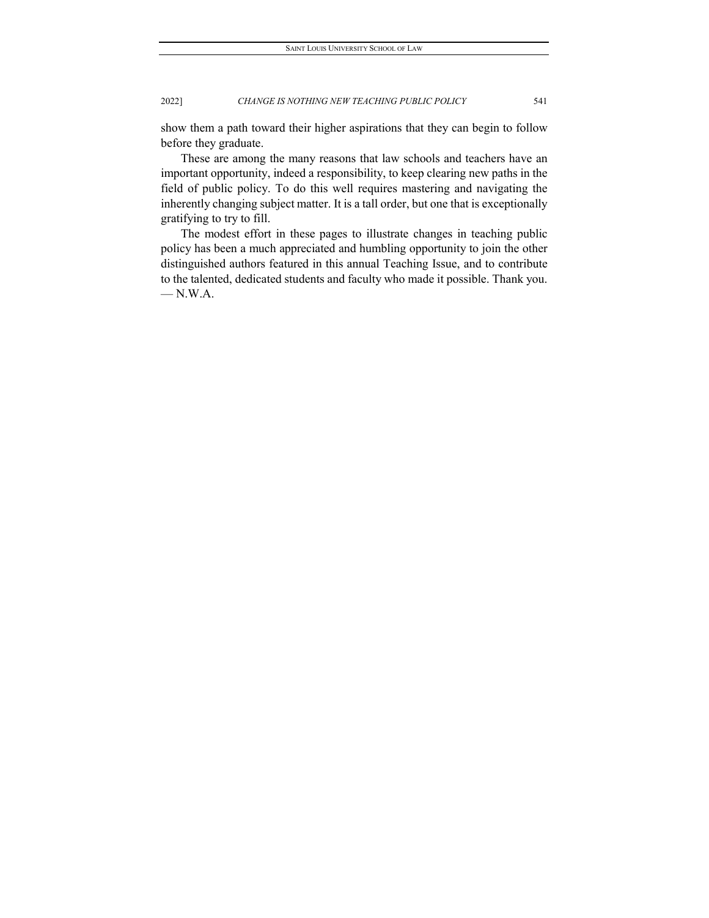show them a path toward their higher aspirations that they can begin to follow before they graduate.

These are among the many reasons that law schools and teachers have an important opportunity, indeed a responsibility, to keep clearing new paths in the field of public policy. To do this well requires mastering and navigating the inherently changing subject matter. It is a tall order, but one that is exceptionally gratifying to try to fill.

The modest effort in these pages to illustrate changes in teaching public policy has been a much appreciated and humbling opportunity to join the other distinguished authors featured in this annual Teaching Issue, and to contribute to the talented, dedicated students and faculty who made it possible. Thank you.
— N.W.A.